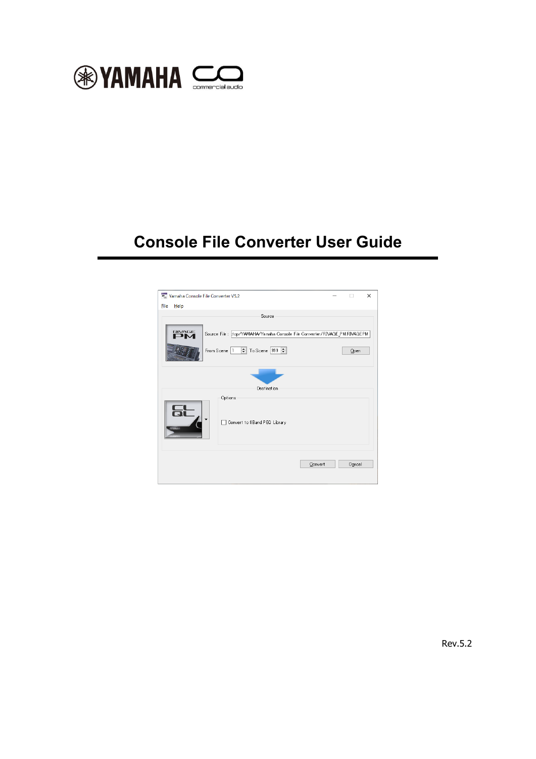# Console File Converter User Guide

Rev.5.2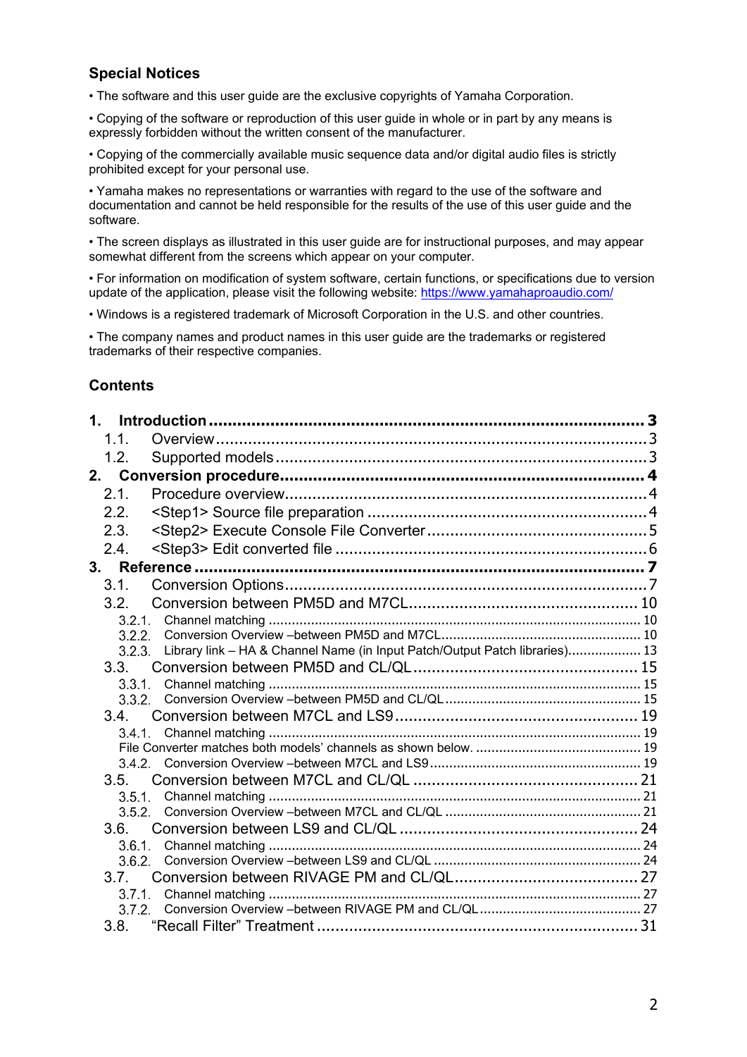## Special Notices

• The software and this user guide are the exclusive copyrights of Yamaha Corporation.

• Copying of the software or reproduction of this user guide in whole or in part by any means is expressly forbidden without the written consent of the manufacturer.

• Copying of the commercially available music sequence data and/or digital audio files is strictly prohibited except for your personal use.

• Yamaha makes no representations or warranties with regard to the use of the software and documentation and cannot be held responsible for the results of the use of this user guide and the software.

• The screen displays as illustrated in this user guide are for instructional purposes, and may appear somewhat different from the screens which appear on your computer.

• For information on modification of system software, certain functions, or specifications due to version update of the application, please visit the following website: https://www.yamahaproaudio.com/

• Windows is a registered trademark of Microsoft Corporation in the U.S. and other countries.

• The company names and product names in this user guide are the trademarks or registered trademarks of their respective companies.

## Contents

**1. Introduction ........................................ 3**
- 1.1. Overview ........................................ 3
- 1.2. Supported models ........................................ 3

**2. Conversion procedure ........................................ 4**
- 2.1. Procedure overview ........................................ 4
- 2.2. <Step1> Source file preparation ........................................ 4
- 2.3. <Step2> Execute Console File Converter ........................................ 5
- 2.4. <Step3> Edit converted file ........................................ 6

**3. Reference ........................................ 7**
- 3.1. Conversion Options ........................................ 7
- 3.2. Conversion between PM5D and M7CL ........................................ 10
  - 3.2.1. Channel matching ........................................ 10
  - 3.2.2. Conversion Overview –between PM5D and M7CL ........................................ 10
  - 3.2.3. Library link – HA & Channel Name (in Input Patch/Output Patch libraries) ........................................ 13
- 3.3. Conversion between PM5D and CL/QL ........................................ 15
  - 3.3.1. Channel matching ........................................ 15
  - 3.3.2. Conversion Overview –between PM5D and CL/QL ........................................ 15
- 3.4. Conversion between M7CL and LS9 ........................................ 19
  - 3.4.1. Channel matching ........................................ 19
  - File Converter matches both models' channels as shown below. ........................................ 19
  - 3.4.2. Conversion Overview –between M7CL and LS9 ........................................ 19
- 3.5. Conversion between M7CL and CL/QL ........................................ 21
  - 3.5.1. Channel matching ........................................ 21
  - 3.5.2. Conversion Overview –between M7CL and CL/QL ........................................ 21
- 3.6. Conversion between LS9 and CL/QL ........................................ 24
  - 3.6.1. Channel matching ........................................ 24
  - 3.6.2. Conversion Overview –between LS9 and CL/QL ........................................ 24
- 3.7. Conversion between RIVAGE PM and CL/QL ........................................ 27
  - 3.7.1. Channel matching ........................................ 27
  - 3.7.2. Conversion Overview –between RIVAGE PM and CL/QL ........................................ 27
- 3.8. "Recall Filter" Treatment ........................................ 31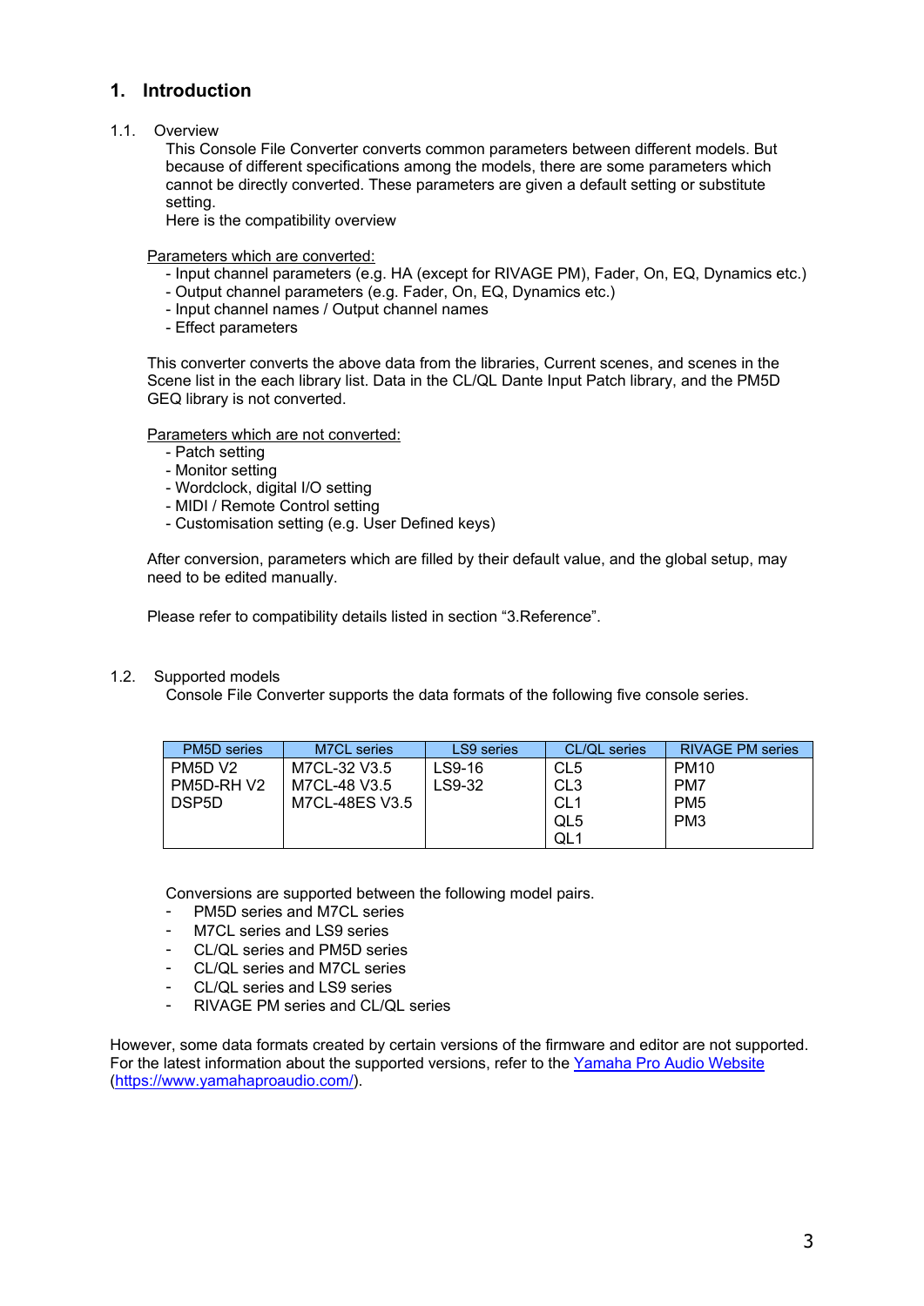# 1. Introduction

## 1.1. Overview

This Console File Converter converts common parameters between different models. But because of different specifications among the models, there are some parameters which cannot be directly converted. These parameters are given a default setting or substitute setting.
Here is the compatibility overview

Parameters which are converted:

- Input channel parameters (e.g. HA (except for RIVAGE PM), Fader, On, EQ, Dynamics etc.)
- Output channel parameters (e.g. Fader, On, EQ, Dynamics etc.)
- Input channel names / Output channel names
- Effect parameters

This converter converts the above data from the libraries, Current scenes, and scenes in the Scene list in the each library list. Data in the CL/QL Dante Input Patch library, and the PM5D GEQ library is not converted.

Parameters which are not converted:

- Patch setting
- Monitor setting
- Wordclock, digital I/O setting
- MIDI / Remote Control setting
- Customisation setting (e.g. User Defined keys)

After conversion, parameters which are filled by their default value, and the global setup, may need to be edited manually.

Please refer to compatibility details listed in section "3.Reference".

## 1.2. Supported models

Console File Converter supports the data formats of the following five console series.

| PM5D series | M7CL series | LS9 series | CL/QL series | RIVAGE PM series |
|---|---|---|---|---|
| PM5D V2<br>PM5D-RH V2<br>DSP5D | M7CL-32 V3.5<br>M7CL-48 V3.5<br>M7CL-48ES V3.5 | LS9-16<br>LS9-32 | CL5<br>CL3<br>CL1<br>QL5<br>QL1 | PM10<br>PM7<br>PM5<br>PM3 |

Conversions are supported between the following model pairs.

- PM5D series and M7CL series
- M7CL series and LS9 series
- CL/QL series and PM5D series
- CL/QL series and M7CL series
- CL/QL series and LS9 series
- RIVAGE PM series and CL/QL series

However, some data formats created by certain versions of the firmware and editor are not supported. For the latest information about the supported versions, refer to the [Yamaha Pro Audio Website](https://www.yamahaproaudio.com/) (https://www.yamahaproaudio.com/).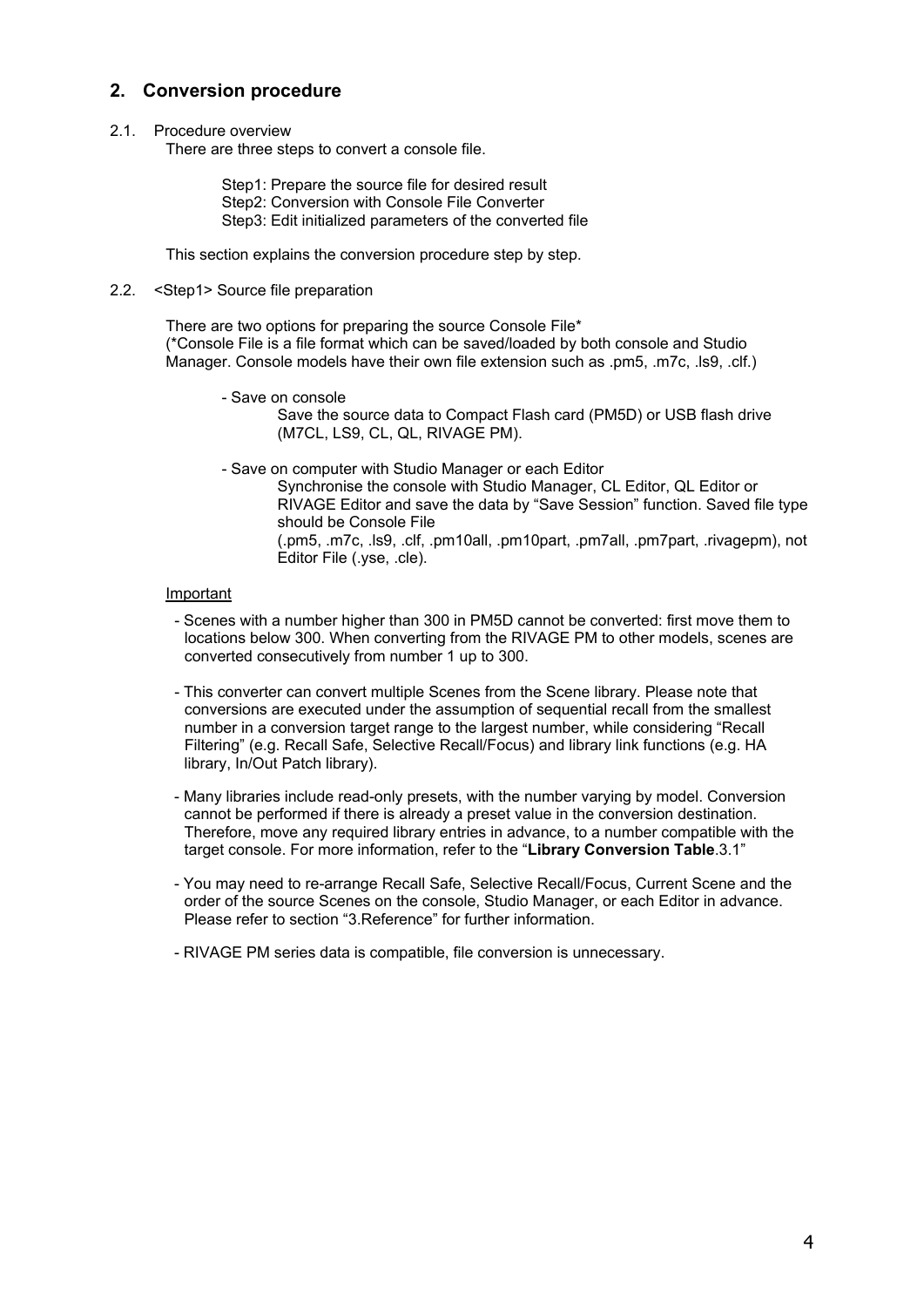## 2. Conversion procedure

2.1. Procedure overview

There are three steps to convert a console file.

Step1: Prepare the source file for desired result
Step2: Conversion with Console File Converter
Step3: Edit initialized parameters of the converted file

This section explains the conversion procedure step by step.

2.2. <Step1> Source file preparation

There are two options for preparing the source Console File*
(*Console File is a file format which can be saved/loaded by both console and Studio Manager. Console models have their own file extension such as .pm5, .m7c, .ls9, .clf.)

- Save on console
  Save the source data to Compact Flash card (PM5D) or USB flash drive (M7CL, LS9, CL, QL, RIVAGE PM).

- Save on computer with Studio Manager or each Editor
  Synchronise the console with Studio Manager, CL Editor, QL Editor or RIVAGE Editor and save the data by "Save Session" function. Saved file type should be Console File
  (.pm5, .m7c, .ls9, .clf, .pm10all, .pm10part, .pm7all, .pm7part, .rivagepm), not Editor File (.yse, .cle).

Important

- Scenes with a number higher than 300 in PM5D cannot be converted: first move them to locations below 300. When converting from the RIVAGE PM to other models, scenes are converted consecutively from number 1 up to 300.

- This converter can convert multiple Scenes from the Scene library. Please note that conversions are executed under the assumption of sequential recall from the smallest number in a conversion target range to the largest number, while considering "Recall Filtering" (e.g. Recall Safe, Selective Recall/Focus) and library link functions (e.g. HA library, In/Out Patch library).

- Many libraries include read-only presets, with the number varying by model. Conversion cannot be performed if there is already a preset value in the conversion destination. Therefore, move any required library entries in advance, to a number compatible with the target console. For more information, refer to the "**Library Conversion Table**.3.1"

- You may need to re-arrange Recall Safe, Selective Recall/Focus, Current Scene and the order of the source Scenes on the console, Studio Manager, or each Editor in advance. Please refer to section "3.Reference" for further information.

- RIVAGE PM series data is compatible, file conversion is unnecessary.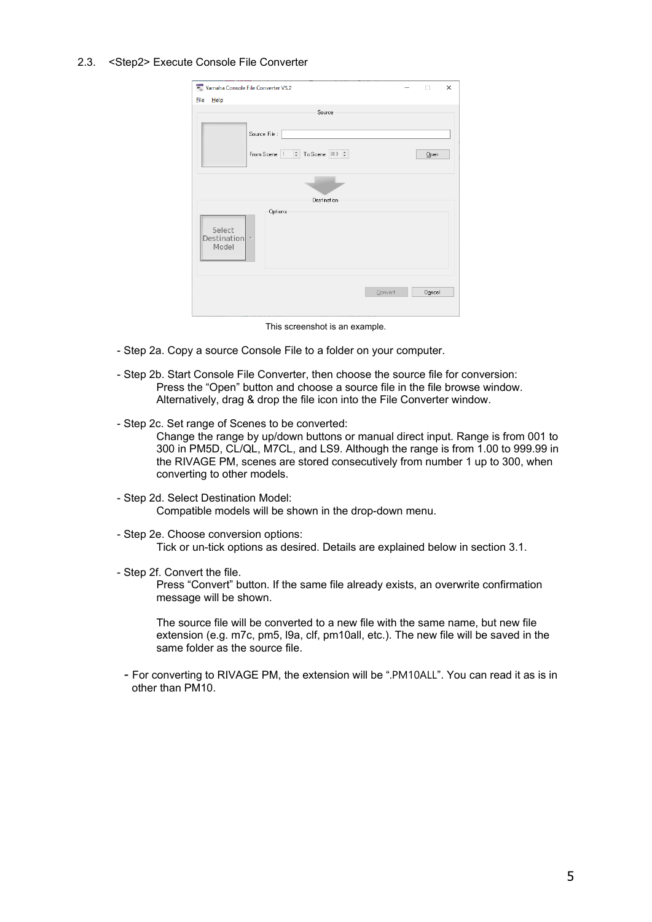## 2.3. <Step2> Execute Console File Converter

This screenshot is an example.

- Step 2a. Copy a source Console File to a folder on your computer.

- Step 2b. Start Console File Converter, then choose the source file for conversion:
  Press the "Open" button and choose a source file in the file browse window.
  Alternatively, drag & drop the file icon into the File Converter window.

- Step 2c. Set range of Scenes to be converted:
  Change the range by up/down buttons or manual direct input. Range is from 001 to 300 in PM5D, CL/QL, M7CL, and LS9. Although the range is from 1.00 to 999.99 in the RIVAGE PM, scenes are stored consecutively from number 1 up to 300, when converting to other models.

- Step 2d. Select Destination Model:
  Compatible models will be shown in the drop-down menu.

- Step 2e. Choose conversion options:
  Tick or un-tick options as desired. Details are explained below in section 3.1.

- Step 2f. Convert the file.
  Press "Convert" button. If the same file already exists, an overwrite confirmation message will be shown.

  The source file will be converted to a new file with the same name, but new file extension (e.g. m7c, pm5, l9a, clf, pm10all, etc.). The new file will be saved in the same folder as the source file.

- For converting to RIVAGE PM, the extension will be ".PM10ALL". You can read it as is in other than PM10.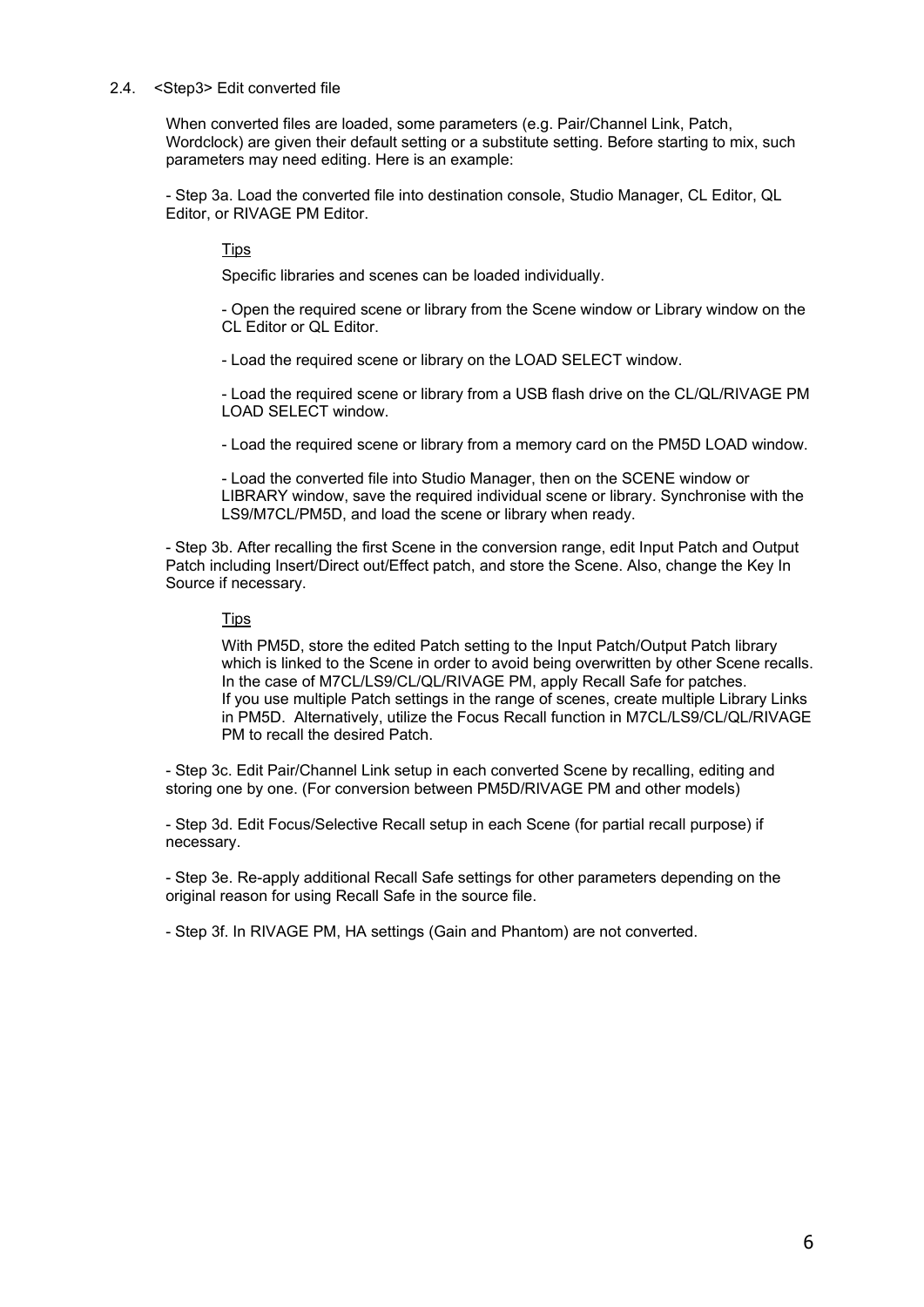## 2.4. <Step3> Edit converted file

When converted files are loaded, some parameters (e.g. Pair/Channel Link, Patch, Wordclock) are given their default setting or a substitute setting. Before starting to mix, such parameters may need editing. Here is an example:

- Step 3a. Load the converted file into destination console, Studio Manager, CL Editor, QL Editor, or RIVAGE PM Editor.

> Tips
>
> Specific libraries and scenes can be loaded individually.
>
> - Open the required scene or library from the Scene window or Library window on the CL Editor or QL Editor.
>
> - Load the required scene or library on the LOAD SELECT window.
>
> - Load the required scene or library from a USB flash drive on the CL/QL/RIVAGE PM LOAD SELECT window.
>
> - Load the required scene or library from a memory card on the PM5D LOAD window.
>
> - Load the converted file into Studio Manager, then on the SCENE window or LIBRARY window, save the required individual scene or library. Synchronise with the LS9/M7CL/PM5D, and load the scene or library when ready.

- Step 3b. After recalling the first Scene in the conversion range, edit Input Patch and Output Patch including Insert/Direct out/Effect patch, and store the Scene. Also, change the Key In Source if necessary.

> Tips
>
> With PM5D, store the edited Patch setting to the Input Patch/Output Patch library which is linked to the Scene in order to avoid being overwritten by other Scene recalls. In the case of M7CL/LS9/CL/QL/RIVAGE PM, apply Recall Safe for patches.
> If you use multiple Patch settings in the range of scenes, create multiple Library Links in PM5D. Alternatively, utilize the Focus Recall function in M7CL/LS9/CL/QL/RIVAGE PM to recall the desired Patch.

- Step 3c. Edit Pair/Channel Link setup in each converted Scene by recalling, editing and storing one by one. (For conversion between PM5D/RIVAGE PM and other models)

- Step 3d. Edit Focus/Selective Recall setup in each Scene (for partial recall purpose) if necessary.

- Step 3e. Re-apply additional Recall Safe settings for other parameters depending on the original reason for using Recall Safe in the source file.

- Step 3f. In RIVAGE PM, HA settings (Gain and Phantom) are not converted.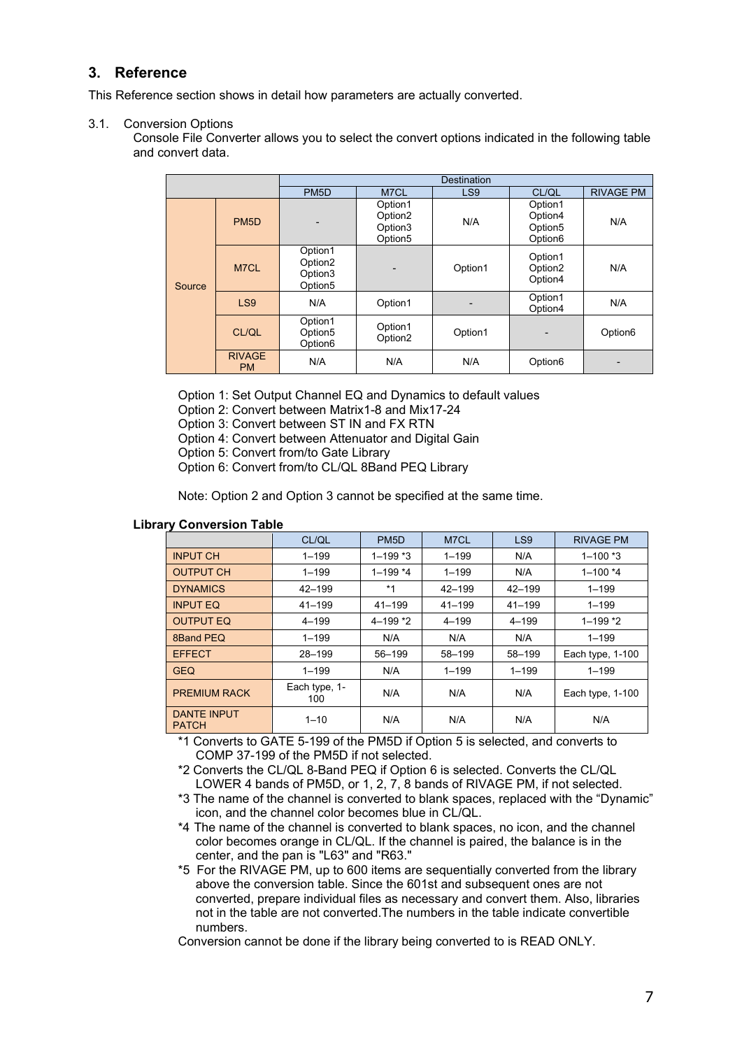## 3. Reference

This Reference section shows in detail how parameters are actually converted.

### 3.1. Conversion Options

Console File Converter allows you to select the convert options indicated in the following table and convert data.

| | | Destination | | | | |
|---|---|---|---|---|---|---|
| | | PM5D | M7CL | LS9 | CL/QL | RIVAGE PM |
| Source | PM5D | - | Option1 Option2 Option3 Option5 | N/A | Option1 Option4 Option5 Option6 | N/A |
| | M7CL | Option1 Option2 Option3 Option5 | - | Option1 | Option1 Option2 Option4 | N/A |
| | LS9 | N/A | Option1 | - | Option1 Option4 | N/A |
| | CL/QL | Option1 Option5 Option6 | Option1 Option2 | Option1 | - | Option6 |
| | RIVAGE PM | N/A | N/A | N/A | Option6 | - |

Option 1: Set Output Channel EQ and Dynamics to default values
Option 2: Convert between Matrix1-8 and Mix17-24
Option 3: Convert between ST IN and FX RTN
Option 4: Convert between Attenuator and Digital Gain
Option 5: Convert from/to Gate Library
Option 6: Convert from/to CL/QL 8Band PEQ Library

Note: Option 2 and Option 3 cannot be specified at the same time.

**Library Conversion Table**

| | CL/QL | PM5D | M7CL | LS9 | RIVAGE PM |
|---|---|---|---|---|---|
| INPUT CH | 1–199 | 1–199 *3 | 1–199 | N/A | 1–100 *3 |
| OUTPUT CH | 1–199 | 1–199 *4 | 1–199 | N/A | 1–100 *4 |
| DYNAMICS | 42–199 | *1 | 42–199 | 42–199 | 1–199 |
| INPUT EQ | 41–199 | 41–199 | 41–199 | 41–199 | 1–199 |
| OUTPUT EQ | 4–199 | 4–199 *2 | 4–199 | 4–199 | 1–199 *2 |
| 8Band PEQ | 1–199 | N/A | N/A | N/A | 1–199 |
| EFFECT | 28–199 | 56–199 | 58–199 | 58–199 | Each type, 1-100 |
| GEQ | 1–199 | N/A | 1–199 | 1–199 | 1–199 |
| PREMIUM RACK | Each type, 1-100 | N/A | N/A | N/A | Each type, 1-100 |
| DANTE INPUT PATCH | 1–10 | N/A | N/A | N/A | N/A |

*1 Converts to GATE 5-199 of the PM5D if Option 5 is selected, and converts to COMP 37-199 of the PM5D if not selected.
*2 Converts the CL/QL 8-Band PEQ if Option 6 is selected. Converts the CL/QL LOWER 4 bands of PM5D, or 1, 2, 7, 8 bands of RIVAGE PM, if not selected.
*3 The name of the channel is converted to blank spaces, replaced with the “Dynamic” icon, and the channel color becomes blue in CL/QL.
*4 The name of the channel is converted to blank spaces, no icon, and the channel color becomes orange in CL/QL. If the channel is paired, the balance is in the center, and the pan is "L63" and "R63."
*5 For the RIVAGE PM, up to 600 items are sequentially converted from the library above the conversion table. Since the 601st and subsequent ones are not converted, prepare individual files as necessary and convert them. Also, libraries not in the table are not converted.The numbers in the table indicate convertible numbers.

Conversion cannot be done if the library being converted to is READ ONLY.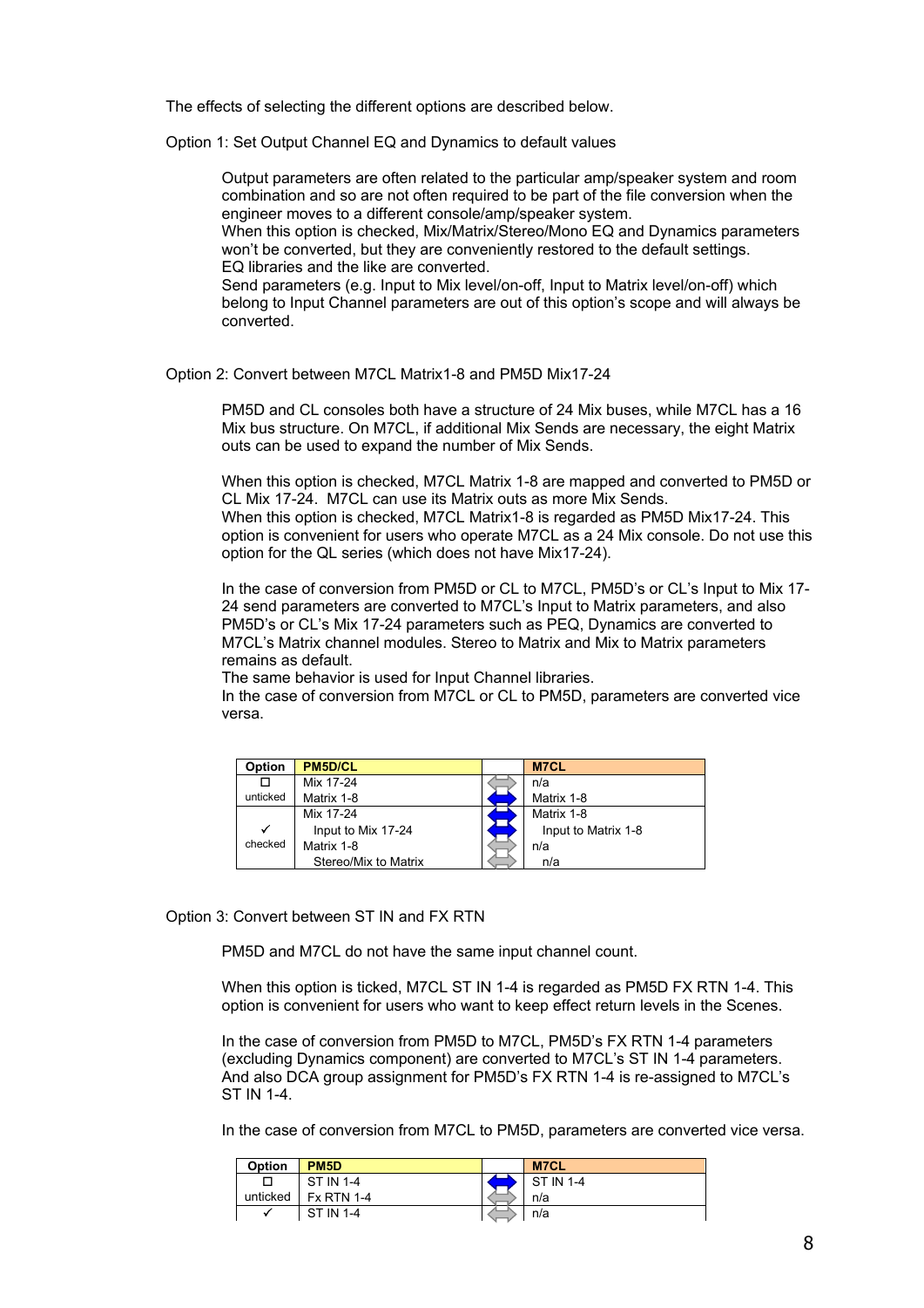The effects of selecting the different options are described below.

Option 1: Set Output Channel EQ and Dynamics to default values

Output parameters are often related to the particular amp/speaker system and room combination and so are not often required to be part of the file conversion when the engineer moves to a different console/amp/speaker system.
When this option is checked, Mix/Matrix/Stereo/Mono EQ and Dynamics parameters won't be converted, but they are conveniently restored to the default settings.
EQ libraries and the like are converted.
Send parameters (e.g. Input to Mix level/on-off, Input to Matrix level/on-off) which belong to Input Channel parameters are out of this option's scope and will always be converted.

Option 2: Convert between M7CL Matrix1-8 and PM5D Mix17-24

PM5D and CL consoles both have a structure of 24 Mix buses, while M7CL has a 16 Mix bus structure. On M7CL, if additional Mix Sends are necessary, the eight Matrix outs can be used to expand the number of Mix Sends.

When this option is checked, M7CL Matrix 1-8 are mapped and converted to PM5D or CL Mix 17-24. M7CL can use its Matrix outs as more Mix Sends.
When this option is checked, M7CL Matrix1-8 is regarded as PM5D Mix17-24. This option is convenient for users who operate M7CL as a 24 Mix console. Do not use this option for the QL series (which does not have Mix17-24).

In the case of conversion from PM5D or CL to M7CL, PM5D's or CL's Input to Mix 17-24 send parameters are converted to M7CL's Input to Matrix parameters, and also PM5D's or CL's Mix 17-24 parameters such as PEQ, Dynamics are converted to M7CL's Matrix channel modules. Stereo to Matrix and Mix to Matrix parameters remains as default.
The same behavior is used for Input Channel libraries.
In the case of conversion from M7CL or CL to PM5D, parameters are converted vice versa.

| Option | PM5D/CL | | M7CL |
|---|---|---|---|
| ☐ unticked | Mix 17-24 | ⇔ (not converted) | n/a |
| | Matrix 1-8 | ⇔ (converted) | Matrix 1-8 |
| ✓ checked | Mix 17-24 | ⇔ (converted) | Matrix 1-8 |
| | Input to Mix 17-24 | ⇔ (converted) | Input to Matrix 1-8 |
| | Matrix 1-8 | ⇔ (not converted) | n/a |
| | Stereo/Mix to Matrix | ⇔ (not converted) | n/a |

Option 3: Convert between ST IN and FX RTN

PM5D and M7CL do not have the same input channel count.

When this option is ticked, M7CL ST IN 1-4 is regarded as PM5D FX RTN 1-4. This option is convenient for users who want to keep effect return levels in the Scenes.

In the case of conversion from PM5D to M7CL, PM5D's FX RTN 1-4 parameters (excluding Dynamics component) are converted to M7CL's ST IN 1-4 parameters. And also DCA group assignment for PM5D's FX RTN 1-4 is re-assigned to M7CL's ST IN 1-4.

In the case of conversion from M7CL to PM5D, parameters are converted vice versa.

| Option | PM5D | | M7CL |
|---|---|---|---|
| ☐ unticked | ST IN 1-4 | ⇔ (converted) | ST IN 1-4 |
| | Fx RTN 1-4 | ⇔ (not converted) | n/a |
| ✓ | ST IN 1-4 | ⇔ (not converted) | n/a |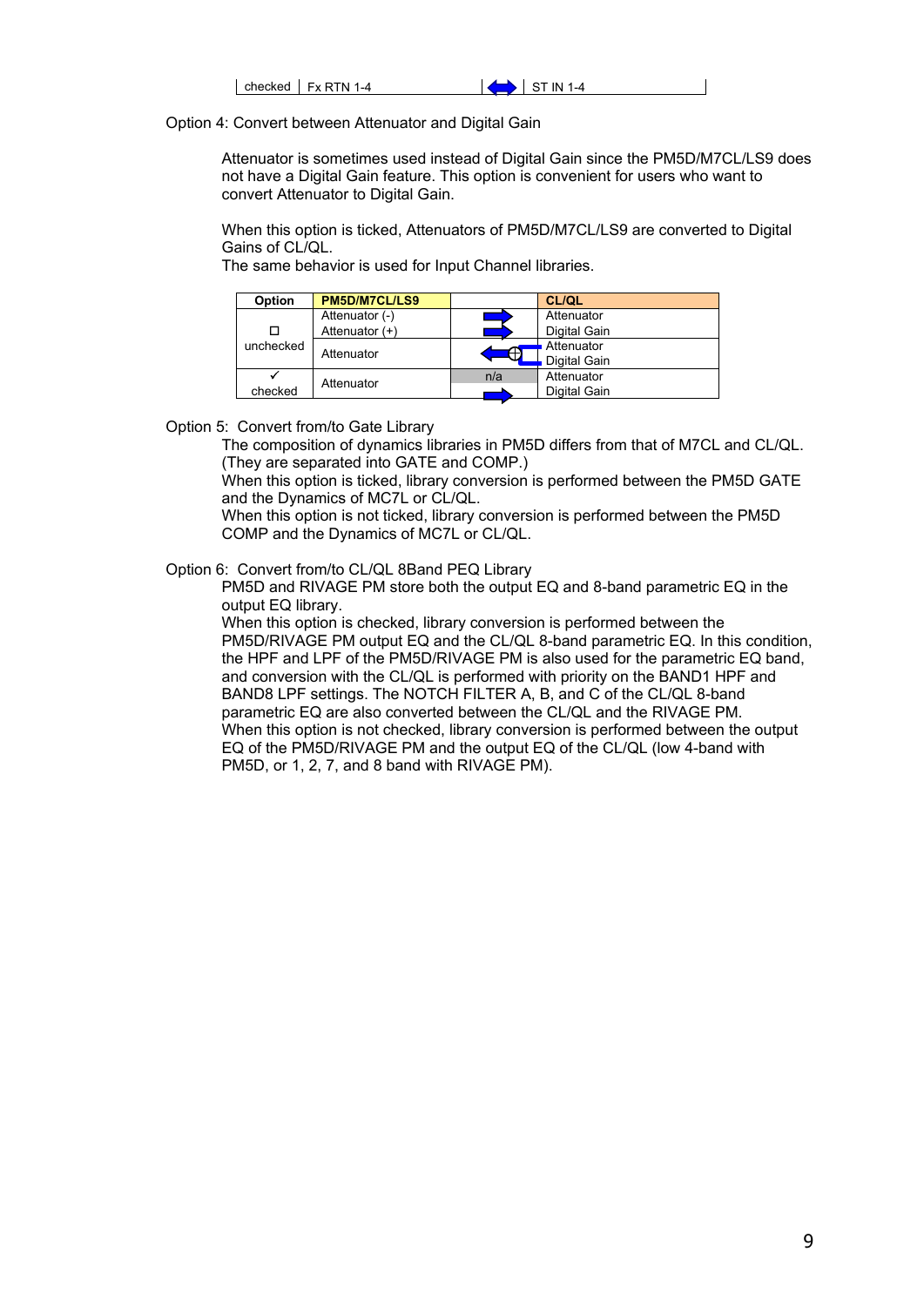| checked | Fx RTN 1-4 | ⟺ | ST IN 1-4 |
|---|---|---|---|

Option 4: Convert between Attenuator and Digital Gain

Attenuator is sometimes used instead of Digital Gain since the PM5D/M7CL/LS9 does not have a Digital Gain feature. This option is convenient for users who want to convert Attenuator to Digital Gain.

When this option is ticked, Attenuators of PM5D/M7CL/LS9 are converted to Digital Gains of CL/QL.
The same behavior is used for Input Channel libraries.

| Option | PM5D/M7CL/LS9 | | CL/QL |
|---|---|---|---|
| ☐ unchecked | Attenuator (-) | → | Attenuator |
| | Attenuator (+) | → | Digital Gain |
| | Attenuator | ← ⊕ | Attenuator<br>Digital Gain |
| ✓ checked | Attenuator | n/a | Attenuator |
| | | → | Digital Gain |

Option 5: Convert from/to Gate Library

The composition of dynamics libraries in PM5D differs from that of M7CL and CL/QL. (They are separated into GATE and COMP.)
When this option is ticked, library conversion is performed between the PM5D GATE and the Dynamics of MC7L or CL/QL.
When this option is not ticked, library conversion is performed between the PM5D COMP and the Dynamics of MC7L or CL/QL.

Option 6: Convert from/to CL/QL 8Band PEQ Library

PM5D and RIVAGE PM store both the output EQ and 8-band parametric EQ in the output EQ library.
When this option is checked, library conversion is performed between the PM5D/RIVAGE PM output EQ and the CL/QL 8-band parametric EQ. In this condition, the HPF and LPF of the PM5D/RIVAGE PM is also used for the parametric EQ band, and conversion with the CL/QL is performed with priority on the BAND1 HPF and BAND8 LPF settings. The NOTCH FILTER A, B, and C of the CL/QL 8-band parametric EQ are also converted between the CL/QL and the RIVAGE PM.
When this option is not checked, library conversion is performed between the output EQ of the PM5D/RIVAGE PM and the output EQ of the CL/QL (low 4-band with PM5D, or 1, 2, 7, and 8 band with RIVAGE PM).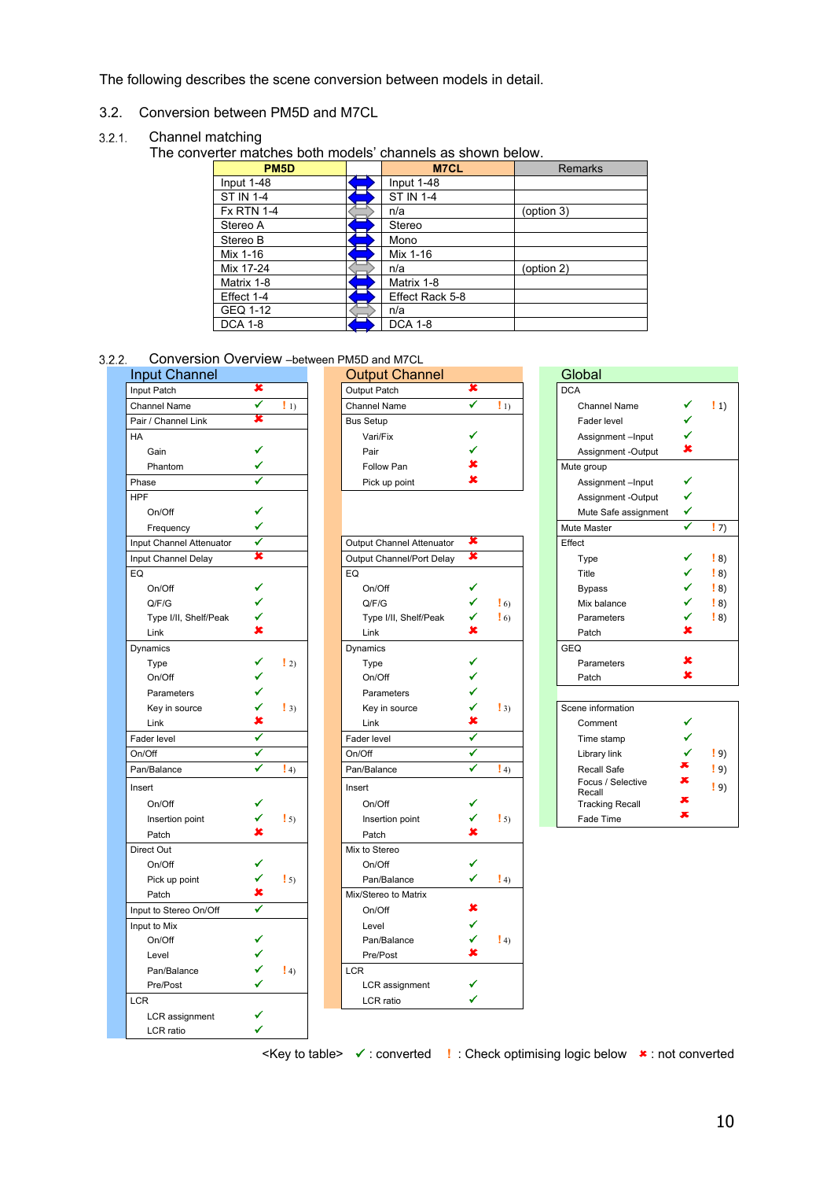The following describes the scene conversion between models in detail.

## 3.2. Conversion between PM5D and M7CL

### 3.2.1. Channel matching

The converter matches both models' channels as shown below.

| PM5D | | M7CL | Remarks |
|---|---|---|---|
| Input 1-48 | ⇔ | Input 1-48 | |
| ST IN 1-4 | ⇔ | ST IN 1-4 | |
| Fx RTN 1-4 | ⇔ | n/a | (option 3) |
| Stereo A | ⇔ | Stereo | |
| Stereo B | ⇔ | Mono | |
| Mix 1-16 | ⇔ | Mix 1-16 | |
| Mix 17-24 | ⇔ | n/a | (option 2) |
| Matrix 1-8 | ⇔ | Matrix 1-8 | |
| Effect 1-4 | ⇔ | Effect Rack 5-8 | |
| GEQ 1-12 | ⇔ | n/a | |
| DCA 1-8 | ⇔ | DCA 1-8 | |

### 3.2.2. Conversion Overview –between PM5D and M7CL

**Input Channel**

| Item | Status | Note |
|---|---|---|
| Input Patch | ✘ | |
| Channel Name | ✔ | ! 1) |
| Pair / Channel Link | ✘ | |
| HA | | |
| Gain | ✔ | |
| Phantom | ✔ | |
| Phase | ✔ | |
| HPF | | |
| On/Off | ✔ | |
| Frequency | ✔ | |
| Input Channel Attenuator | ✔ | |
| Input Channel Delay | ✘ | |
| EQ | | |
| On/Off | ✔ | |
| Q/F/G | ✔ | |
| Type I/II, Shelf/Peak | ✔ | |
| Link | ✘ | |
| Dynamics | | |
| Type | ✔ | ! 2) |
| On/Off | ✔ | |
| Parameters | ✔ | |
| Key in source | ✔ | ! 3) |
| Link | ✘ | |
| Fader level | ✔ | |
| On/Off | ✔ | |
| Pan/Balance | ✔ | ! 4) |
| Insert | | |
| On/Off | ✔ | |
| Insertion point | ✔ | ! 5) |
| Patch | ✘ | |
| Direct Out | | |
| On/Off | ✔ | |
| Pick up point | ✔ | ! 5) |
| Patch | ✘ | |
| Input to Stereo On/Off | ✔ | |
| Input to Mix | | |
| On/Off | ✔ | |
| Level | ✔ | |
| Pan/Balance | ✔ | ! 4) |
| Pre/Post | ✔ | |
| LCR | | |
| LCR assignment | ✔ | |
| LCR ratio | ✔ | |

**Output Channel**

| Item | Status | Note |
|---|---|---|
| Output Patch | ✘ | |
| Channel Name | ✔ | ! 1) |
| Bus Setup | | |
| Vari/Fix | ✔ | |
| Pair | ✔ | |
| Follow Pan | ✘ | |
| Pick up point | ✘ | |
| Output Channel Attenuator | ✘ | |
| Output Channel/Port Delay | ✘ | |
| EQ | | |
| On/Off | ✔ | |
| Q/F/G | ✔ | ! 6) |
| Type I/II, Shelf/Peak | ✔ | ! 6) |
| Link | ✘ | |
| Dynamics | | |
| Type | ✔ | |
| On/Off | ✔ | |
| Parameters | ✔ | |
| Key in source | ✔ | ! 3) |
| Link | ✘ | |
| Fader level | ✔ | |
| On/Off | ✔ | |
| Pan/Balance | ✔ | ! 4) |
| Insert | | |
| On/Off | ✔ | |
| Insertion point | ✔ | ! 5) |
| Patch | ✘ | |
| Mix to Stereo | | |
| On/Off | ✔ | |
| Pan/Balance | ✔ | ! 4) |
| Mix/Stereo to Matrix | | |
| On/Off | ✘ | |
| Level | ✔ | |
| Pan/Balance | ✔ | ! 4) |
| Pre/Post | ✘ | |
| LCR | | |
| LCR assignment | ✔ | |
| LCR ratio | ✔ | |

**Global**

| Item | Status | Note |
|---|---|---|
| DCA | | |
| Channel Name | ✔ | ! 1) |
| Fader level | ✔ | |
| Assignment –Input | ✔ | |
| Assignment -Output | ✘ | |
| Mute group | | |
| Assignment –Input | ✔ | |
| Assignment -Output | ✔ | |
| Mute Safe assignment | ✔ | |
| Mute Master | ✔ | ! 7) |
| Effect | | |
| Type | ✔ | ! 8) |
| Title | ✔ | ! 8) |
| Bypass | ✔ | ! 8) |
| Mix balance | ✔ | ! 8) |
| Parameters | ✔ | ! 8) |
| Patch | ✘ | |
| GEQ | | |
| Parameters | ✘ | |
| Patch | ✘ | |

| Item | Status | Note |
|---|---|---|
| Scene information | | |
| Comment | ✔ | |
| Time stamp | ✔ | |
| Library link | ✔ | ! 9) |
| Recall Safe | ✘ | ! 9) |
| Focus / Selective Recall | ✘ | ! 9) |
| Tracking Recall | ✘ | |
| Fade Time | ✘ | |

<Key to table> ✔ : converted ! : Check optimising logic below ✘ : not converted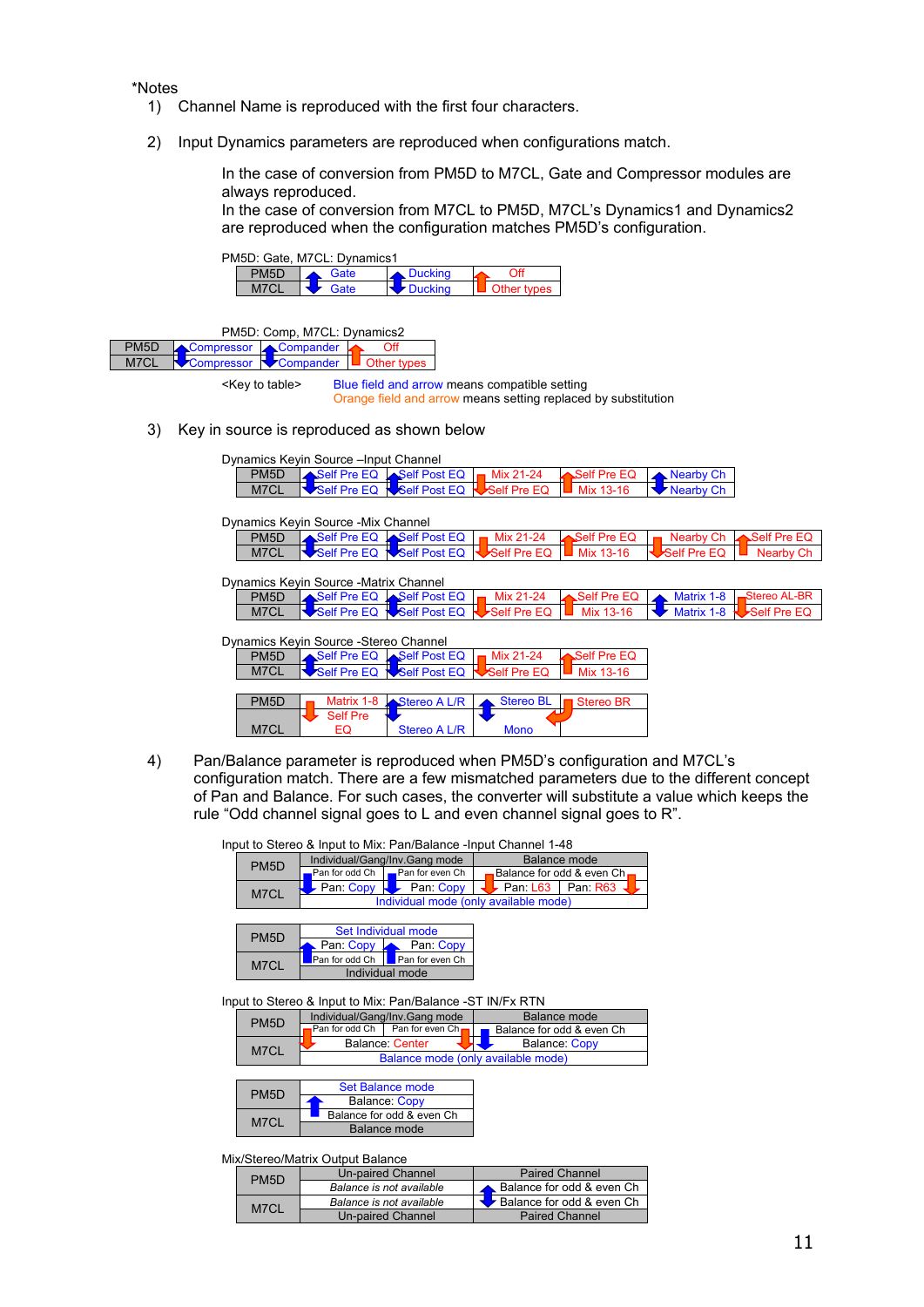*Notes

1) Channel Name is reproduced with the first four characters.

2) Input Dynamics parameters are reproduced when configurations match.

   In the case of conversion from PM5D to M7CL, Gate and Compressor modules are always reproduced.
   In the case of conversion from M7CL to PM5D, M7CL's Dynamics1 and Dynamics2 are reproduced when the configuration matches PM5D's configuration.

PM5D: Gate, M7CL: Dynamics1

| PM5D | Gate | Ducking | Off |
|---|---|---|---|
| M7CL | Gate | Ducking | Other types |

PM5D: Comp, M7CL: Dynamics2

| PM5D | Compressor | Compander | Off |
|---|---|---|---|
| M7CL | Compressor | Compander | Other types |

<Key to table> Blue field and arrow means compatible setting
Orange field and arrow means setting replaced by substitution

3) Key in source is reproduced as shown below

Dynamics Keyin Source –Input Channel

| PM5D | Self Pre EQ | Self Post EQ | Mix 21-24 | Self Pre EQ | Nearby Ch |
|---|---|---|---|---|---|
| M7CL | Self Pre EQ | Self Post EQ | Self Pre EQ | Mix 13-16 | Nearby Ch |

Dynamics Keyin Source -Mix Channel

| PM5D | Self Pre EQ | Self Post EQ | Mix 21-24 | Self Pre EQ | Nearby Ch | Self Pre EQ |
|---|---|---|---|---|---|---|
| M7CL | Self Pre EQ | Self Post EQ | Self Pre EQ | Mix 13-16 | Self Pre EQ | Nearby Ch |

Dynamics Keyin Source -Matrix Channel

| PM5D | Self Pre EQ | Self Post EQ | Mix 21-24 | Self Pre EQ | Matrix 1-8 | Stereo AL-BR |
|---|---|---|---|---|---|---|
| M7CL | Self Pre EQ | Self Post EQ | Self Pre EQ | Mix 13-16 | Matrix 1-8 | Self Pre EQ |

Dynamics Keyin Source -Stereo Channel

| PM5D | Self Pre EQ | Self Post EQ | Mix 21-24 | Self Pre EQ |
|---|---|---|---|---|
| M7CL | Self Pre EQ | Self Post EQ | Self Pre EQ | Mix 13-16 |

| PM5D | Matrix 1-8 | Stereo A L/R | Stereo BL | Stereo BR |
|---|---|---|---|---|
| M7CL | Self Pre EQ | Stereo A L/R | Mono | |

4) Pan/Balance parameter is reproduced when PM5D's configuration and M7CL's configuration match. There are a few mismatched parameters due to the different concept of Pan and Balance. For such cases, the converter will substitute a value which keeps the rule "Odd channel signal goes to L and even channel signal goes to R".

Input to Stereo & Input to Mix: Pan/Balance -Input Channel 1-48

| PM5D | Individual/Gang/Inv.Gang mode | | Balance mode | |
|---|---|---|---|---|
| | Pan for odd Ch | Pan for even Ch | Balance for odd & even Ch | |
| M7CL | Pan: Copy | Pan: Copy | Pan: L63 | Pan: R63 |
| | Individual mode (only available mode) | | | |

| PM5D | Set Individual mode | |
|---|---|---|
| | Pan: Copy | Pan: Copy |
| M7CL | Pan for odd Ch | Pan for even Ch |
| | Individual mode | |

Input to Stereo & Input to Mix: Pan/Balance -ST IN/Fx RTN

| PM5D | Individual/Gang/Inv.Gang mode | | Balance mode |
|---|---|---|---|
| | Pan for odd Ch | Pan for even Ch | Balance for odd & even Ch |
| M7CL | Balance: Center | | Balance: Copy |
| | Balance mode (only available mode) | | |

| PM5D | Set Balance mode |
|---|---|
| | Balance: Copy |
| M7CL | Balance for odd & even Ch |
| | Balance mode |

Mix/Stereo/Matrix Output Balance

| PM5D | Un-paired Channel | Paired Channel |
|---|---|---|
| | *Balance is not available* | Balance for odd & even Ch |
| M7CL | *Balance is not available* | Balance for odd & even Ch |
| | Un-paired Channel | Paired Channel |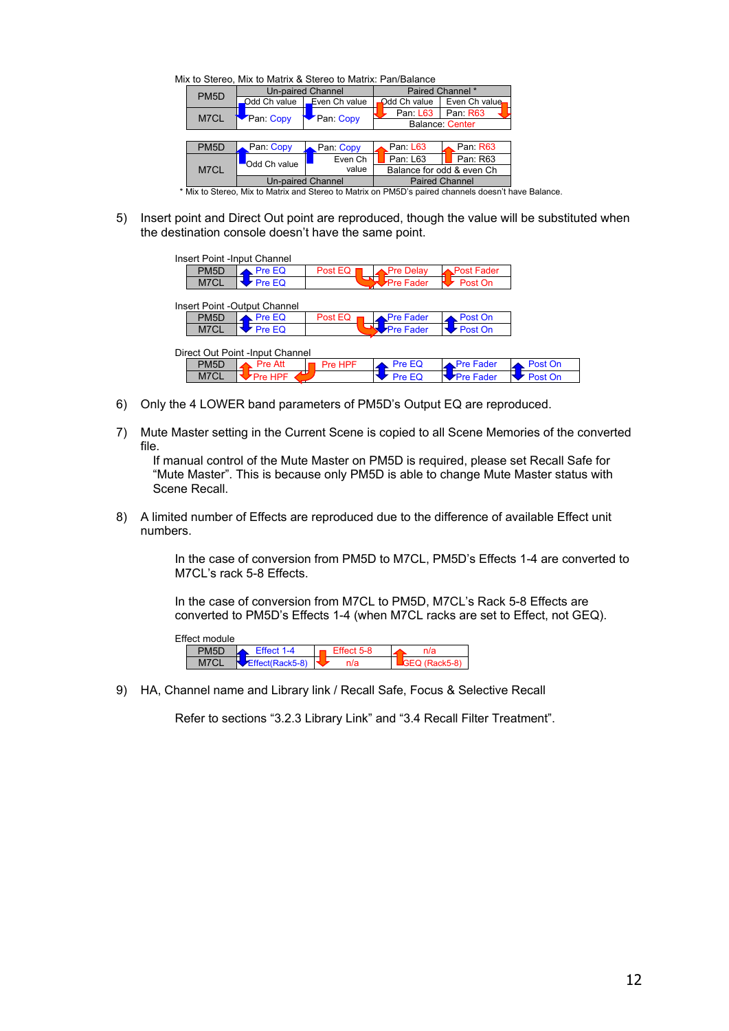Mix to Stereo, Mix to Matrix & Stereo to Matrix: Pan/Balance

| PM5D | Un-paired Channel | | Paired Channel * | |
|---|---|---|---|---|
| | Odd Ch value | Even Ch value | Odd Ch value | Even Ch value |
| M7CL | Pan: Copy | Pan: Copy | Pan: L63 | Pan: R63 |
| | | | Balance: Center | |

| PM5D | Pan: Copy | Pan: Copy | Pan: L63 | Pan: R63 |
|---|---|---|---|---|
| M7CL | Odd Ch value | Even Ch value | Pan: L63 | Pan: R63 |
| | | | Balance for odd & even Ch | |
| | Un-paired Channel | | Paired Channel | |

\* Mix to Stereo, Mix to Matrix and Stereo to Matrix on PM5D's paired channels doesn't have Balance.

5) Insert point and Direct Out point are reproduced, though the value will be substituted when the destination console doesn't have the same point.

Insert Point -Input Channel

| PM5D | Pre EQ | Post EQ | Pre Delay | Post Fader |
|---|---|---|---|---|
| M7CL | Pre EQ | | Pre Fader | Post On |

Insert Point -Output Channel

| PM5D | Pre EQ | Post EQ | Pre Fader | Post On |
|---|---|---|---|---|
| M7CL | Pre EQ | | Pre Fader | Post On |

Direct Out Point -Input Channel

| PM5D | Pre Att | Pre HPF | Pre EQ | Pre Fader | Post On |
|---|---|---|---|---|---|
| M7CL | Pre HPF | | Pre EQ | Pre Fader | Post On |

6) Only the 4 LOWER band parameters of PM5D's Output EQ are reproduced.

7) Mute Master setting in the Current Scene is copied to all Scene Memories of the converted file.
   If manual control of the Mute Master on PM5D is required, please set Recall Safe for "Mute Master". This is because only PM5D is able to change Mute Master status with Scene Recall.

8) A limited number of Effects are reproduced due to the difference of available Effect unit numbers.

   In the case of conversion from PM5D to M7CL, PM5D's Effects 1-4 are converted to M7CL's rack 5-8 Effects.

   In the case of conversion from M7CL to PM5D, M7CL's Rack 5-8 Effects are converted to PM5D's Effects 1-4 (when M7CL racks are set to Effect, not GEQ).

Effect module

| PM5D | Effect 1-4 | Effect 5-8 | n/a |
|---|---|---|---|
| M7CL | Effect(Rack5-8) | n/a | GEQ (Rack5-8) |

9) HA, Channel name and Library link / Recall Safe, Focus & Selective Recall

   Refer to sections "3.2.3 Library Link" and "3.4 Recall Filter Treatment".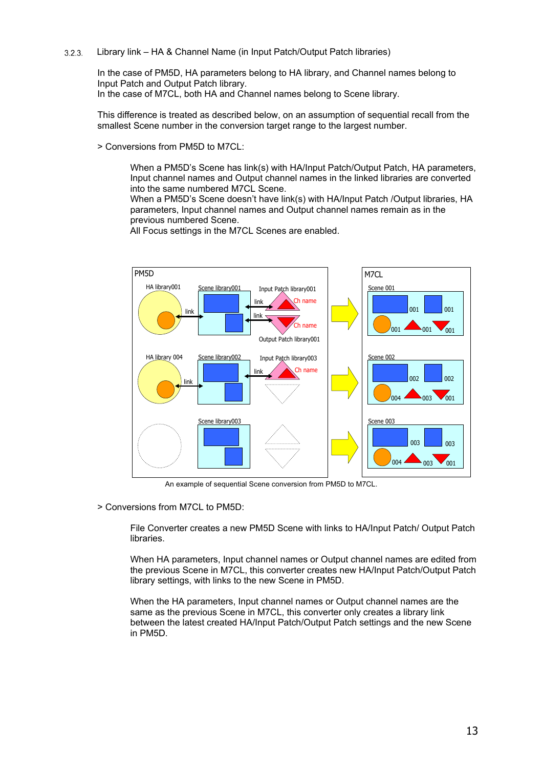### 3.2.3. Library link – HA & Channel Name (in Input Patch/Output Patch libraries)

In the case of PM5D, HA parameters belong to HA library, and Channel names belong to Input Patch and Output Patch library.
In the case of M7CL, both HA and Channel names belong to Scene library.

This difference is treated as described below, on an assumption of sequential recall from the smallest Scene number in the conversion target range to the largest number.

> Conversions from PM5D to M7CL:

When a PM5D's Scene has link(s) with HA/Input Patch/Output Patch, HA parameters, Input channel names and Output channel names in the linked libraries are converted into the same numbered M7CL Scene.
When a PM5D's Scene doesn't have link(s) with HA/Input Patch /Output libraries, HA parameters, Input channel names and Output channel names remain as in the previous numbered Scene.
All Focus settings in the M7CL Scenes are enabled.

PM5D | HA library001 | Scene library001 | Input Patch library001 | link | Ch name | link | link | Ch name | Output Patch library001 | HA library 004 | Scene library002 | Input Patch library003 | link | link | Ch name | Scene library003 | M7CL | Scene 001 | 001 | 001 | 001 | 001 | 001 | Scene 002 | 002 | 002 | 004 | 003 | 001 | Scene 003 | 003 | 003 | 004 | 003 | 001

An example of sequential Scene conversion from PM5D to M7CL.

> Conversions from M7CL to PM5D:

File Converter creates a new PM5D Scene with links to HA/Input Patch/ Output Patch libraries.

When HA parameters, Input channel names or Output channel names are edited from the previous Scene in M7CL, this converter creates new HA/Input Patch/Output Patch library settings, with links to the new Scene in PM5D.

When the HA parameters, Input channel names or Output channel names are the same as the previous Scene in M7CL, this converter only creates a library link between the latest created HA/Input Patch/Output Patch settings and the new Scene in PM5D.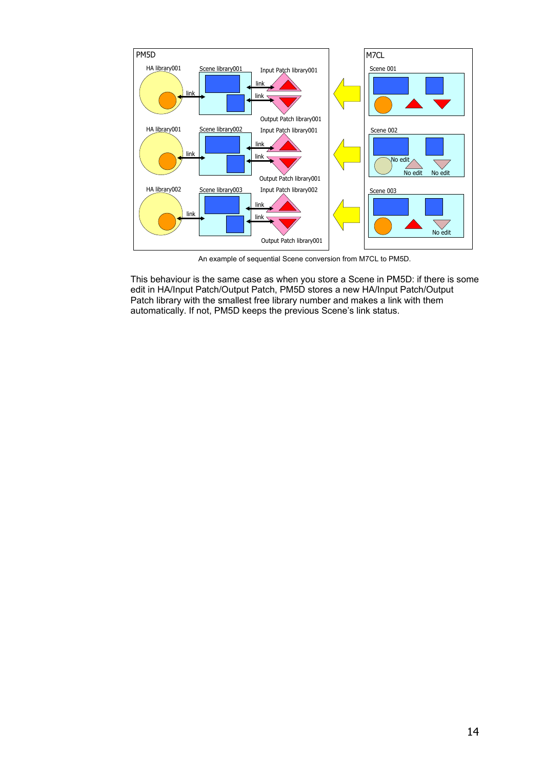An example of sequential Scene conversion from M7CL to PM5D.

This behaviour is the same case as when you store a Scene in PM5D: if there is some edit in HA/Input Patch/Output Patch, PM5D stores a new HA/Input Patch/Output Patch library with the smallest free library number and makes a link with them automatically. If not, PM5D keeps the previous Scene's link status.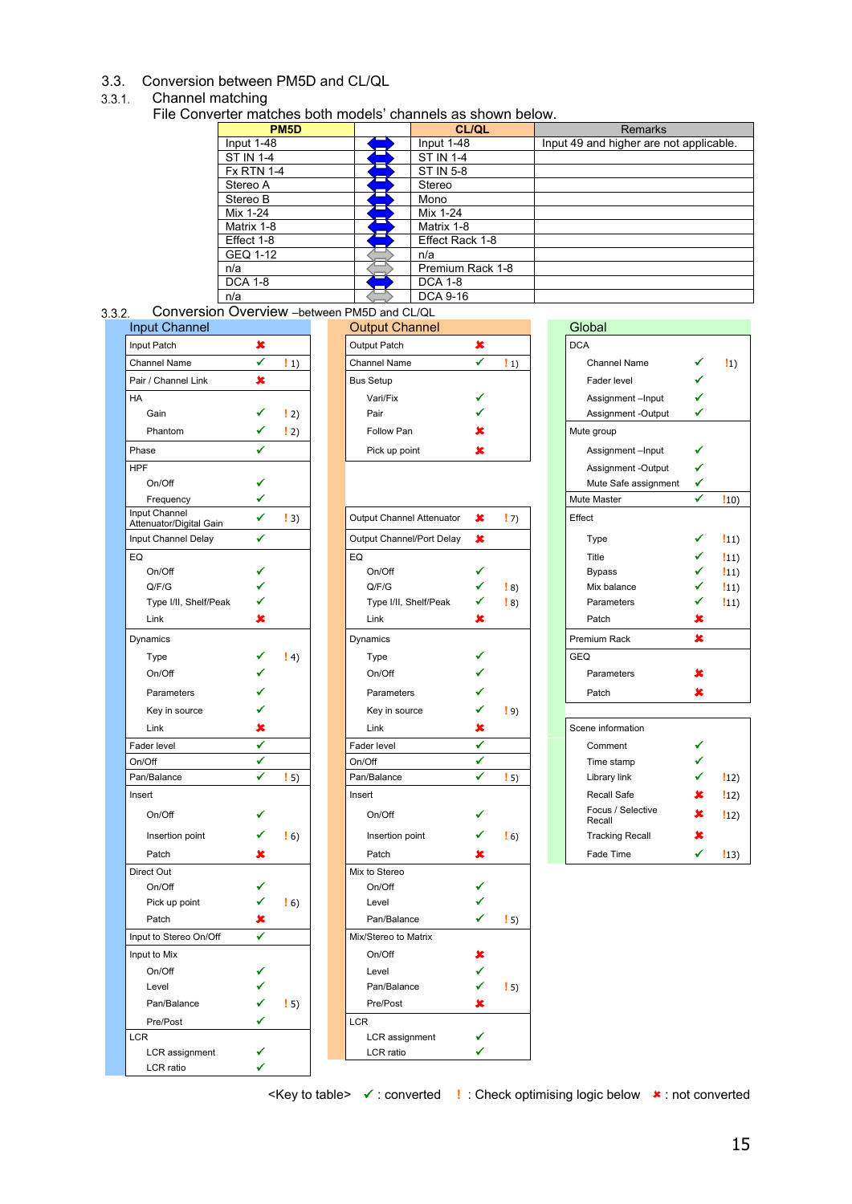## 3.3. Conversion between PM5D and CL/QL

### 3.3.1. Channel matching

File Converter matches both models' channels as shown below.

| PM5D | | CL/QL | Remarks |
|---|---|---|---|
| Input 1-48 | ⟷ | Input 1-48 | Input 49 and higher are not applicable. |
| ST IN 1-4 | ⟷ | ST IN 1-4 | |
| Fx RTN 1-4 | ⟷ | ST IN 5-8 | |
| Stereo A | ⟷ | Stereo | |
| Stereo B | ⟷ | Mono | |
| Mix 1-24 | ⟷ | Mix 1-24 | |
| Matrix 1-8 | ⟷ | Matrix 1-8 | |
| Effect 1-8 | ⟷ | Effect Rack 1-8 | |
| GEQ 1-12 | (not matched) | n/a | |
| n/a | (not matched) | Premium Rack 1-8 | |
| DCA 1-8 | ⟷ | DCA 1-8 | |
| n/a | (not matched) | DCA 9-16 | |

### 3.3.2. Conversion Overview –between PM5D and CL/QL

**Input Channel**

| Item | Status | Note |
|---|---|---|
| Input Patch | ✘ | |
| Channel Name | ✓ | ! 1) |
| Pair / Channel Link | ✘ | |
| HA | | |
| Gain | ✓ | ! 2) |
| Phantom | ✓ | ! 2) |
| Phase | ✓ | |
| HPF | | |
| On/Off | ✓ | |
| Frequency | ✓ | |
| Input Channel Attenuator/Digital Gain | ✓ | ! 3) |
| Input Channel Delay | ✓ | |
| EQ | | |
| On/Off | ✓ | |
| Q/F/G | ✓ | |
| Type I/II, Shelf/Peak | ✓ | |
| Link | ✘ | |
| Dynamics | | |
| Type | ✓ | ! 4) |
| On/Off | ✓ | |
| Parameters | ✓ | |
| Key in source | ✓ | |
| Link | ✘ | |
| Fader level | ✓ | |
| On/Off | ✓ | |
| Pan/Balance | ✓ | ! 5) |
| Insert | | |
| On/Off | ✓ | |
| Insertion point | ✓ | ! 6) |
| Patch | ✘ | |
| Direct Out | | |
| On/Off | ✓ | |
| Pick up point | ✓ | ! 6) |
| Patch | ✘ | |
| Input to Stereo On/Off | ✓ | |
| Input to Mix | | |
| On/Off | ✓ | |
| Level | ✓ | |
| Pan/Balance | ✓ | ! 5) |
| Pre/Post | ✓ | |
| LCR | | |
| LCR assignment | ✓ | |
| LCR ratio | ✓ | |

**Output Channel**

| Item | Status | Note |
|---|---|---|
| Output Patch | ✘ | |
| Channel Name | ✓ | ! 1) |
| Bus Setup | | |
| Vari/Fix | ✓ | |
| Pair | ✓ | |
| Follow Pan | ✘ | |
| Pick up point | ✘ | |
| Output Channel Attenuator | ✘ | ! 7) |
| Output Channel/Port Delay | ✘ | |
| EQ | | |
| On/Off | ✓ | |
| Q/F/G | ✓ | ! 8) |
| Type I/II, Shelf/Peak | ✓ | ! 8) |
| Link | ✘ | |
| Dynamics | | |
| Type | ✓ | |
| On/Off | ✓ | |
| Parameters | ✓ | |
| Key in source | ✓ | ! 9) |
| Link | ✘ | |
| Fader level | ✓ | |
| On/Off | ✓ | |
| Pan/Balance | ✓ | ! 5) |
| Insert | | |
| On/Off | ✓ | |
| Insertion point | ✓ | ! 6) |
| Patch | ✘ | |
| Mix to Stereo | | |
| On/Off | ✓ | |
| Level | ✓ | |
| Pan/Balance | ✓ | ! 5) |
| Mix/Stereo to Matrix | | |
| On/Off | ✘ | |
| Level | ✓ | |
| Pan/Balance | ✓ | ! 5) |
| Pre/Post | ✘ | |
| LCR | | |
| LCR assignment | ✓ | |
| LCR ratio | ✓ | |

**Global**

| Item | Status | Note |
|---|---|---|
| DCA | | |
| Channel Name | ✓ | ! 1) |
| Fader level | ✓ | |
| Assignment –Input | ✓ | |
| Assignment -Output | ✓ | |
| Mute group | | |
| Assignment –Input | ✓ | |
| Assignment -Output | ✓ | |
| Mute Safe assignment | ✓ | |
| Mute Master | ✓ | ! 10) |
| Effect | | |
| Type | ✓ | ! 11) |
| Title | ✓ | ! 11) |
| Bypass | ✓ | ! 11) |
| Mix balance | ✓ | ! 11) |
| Parameters | ✓ | ! 11) |
| Patch | ✘ | |
| Premium Rack | ✘ | |
| GEQ | | |
| Parameters | ✘ | |
| Patch | ✘ | |
| Scene information | | |
| Comment | ✓ | |
| Time stamp | ✓ | |
| Library link | ✓ | ! 12) |
| Recall Safe | ✘ | ! 12) |
| Focus / Selective Recall | ✘ | ! 12) |
| Tracking Recall | ✘ | |
| Fade Time | ✓ | ! 13) |

<Key to table> ✓ : converted ! : Check optimising logic below ✘ : not converted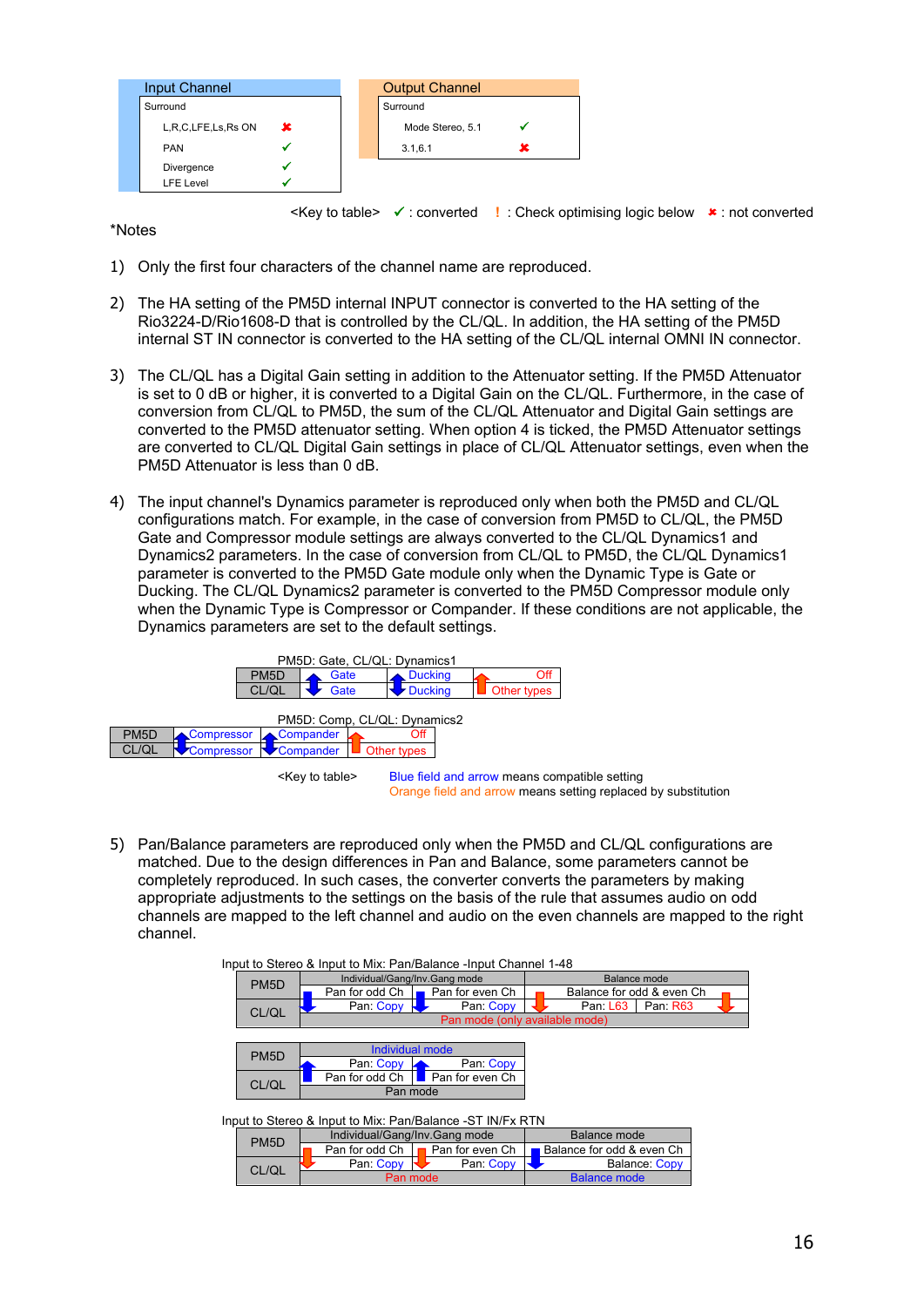| Input Channel | |
|---|---|
| Surround | |
| L,R,C,LFE,Ls,Rs ON | ✖ |
| PAN | ✓ |
| Divergence | ✓ |
| LFE Level | ✓ |

| Output Channel | |
|---|---|
| Surround | |
| Mode Stereo, 5.1 | ✓ |
| 3.1,6.1 | ✖ |

<Key to table>  ✓ : converted  ! : Check optimising logic below  ✖ : not converted

*Notes

1) Only the first four characters of the channel name are reproduced.

2) The HA setting of the PM5D internal INPUT connector is converted to the HA setting of the Rio3224-D/Rio1608-D that is controlled by the CL/QL. In addition, the HA setting of the PM5D internal ST IN connector is converted to the HA setting of the CL/QL internal OMNI IN connector.

3) The CL/QL has a Digital Gain setting in addition to the Attenuator setting. If the PM5D Attenuator is set to 0 dB or higher, it is converted to a Digital Gain on the CL/QL. Furthermore, in the case of conversion from CL/QL to PM5D, the sum of the CL/QL Attenuator and Digital Gain settings are converted to the PM5D attenuator setting. When option 4 is ticked, the PM5D Attenuator settings are converted to CL/QL Digital Gain settings in place of CL/QL Attenuator settings, even when the PM5D Attenuator is less than 0 dB.

4) The input channel's Dynamics parameter is reproduced only when both the PM5D and CL/QL configurations match. For example, in the case of conversion from PM5D to CL/QL, the PM5D Gate and Compressor module settings are always converted to the CL/QL Dynamics1 and Dynamics2 parameters. In the case of conversion from CL/QL to PM5D, the CL/QL Dynamics1 parameter is converted to the PM5D Gate module only when the Dynamic Type is Gate or Ducking. The CL/QL Dynamics2 parameter is converted to the PM5D Compressor module only when the Dynamic Type is Compressor or Compander. If these conditions are not applicable, the Dynamics parameters are set to the default settings.

PM5D: Gate, CL/QL: Dynamics1

| | | | |
|---|---|---|---|
| PM5D | ⇅ Gate | ⇅ Ducking | ↑ Off |
| CL/QL | Gate | Ducking | Other types |

PM5D: Comp, CL/QL: Dynamics2

| | | | |
|---|---|---|---|
| PM5D | ⇅ Compressor | ⇅ Compander | ↑ Off |
| CL/QL | Compressor | Compander | Other types |

<Key to table>  Blue field and arrow means compatible setting
Orange field and arrow means setting replaced by substitution

5) Pan/Balance parameters are reproduced only when the PM5D and CL/QL configurations are matched. Due to the design differences in Pan and Balance, some parameters cannot be completely reproduced. In such cases, the converter converts the parameters by making appropriate adjustments to the settings on the basis of the rule that assumes audio on odd channels are mapped to the left channel and audio on the even channels are mapped to the right channel.

Input to Stereo & Input to Mix: Pan/Balance -Input Channel 1-48

| | Individual/Gang/Inv.Gang mode | | Balance mode | |
|---|---|---|---|---|
| PM5D | ↓ Pan for odd Ch | ↓ Pan for even Ch | ↓ Balance for odd & even Ch | |
| CL/QL | Pan: Copy | Pan: Copy | Pan: L63 | Pan: R63 |
| | Pan mode (only available mode) | | | |

| | Individual mode | |
|---|---|---|
| PM5D | ↑ Pan: Copy | ↑ Pan: Copy |
| CL/QL | Pan for odd Ch | Pan for even Ch |
| | Pan mode | |

Input to Stereo & Input to Mix: Pan/Balance -ST IN/Fx RTN

| | Individual/Gang/Inv.Gang mode | | Balance mode |
|---|---|---|---|
| PM5D | ↓ Pan for odd Ch | ↓ Pan for even Ch | ↓ Balance for odd & even Ch |
| CL/QL | Pan: Copy | Pan: Copy | Balance: Copy |
| | Pan mode | | Balance mode |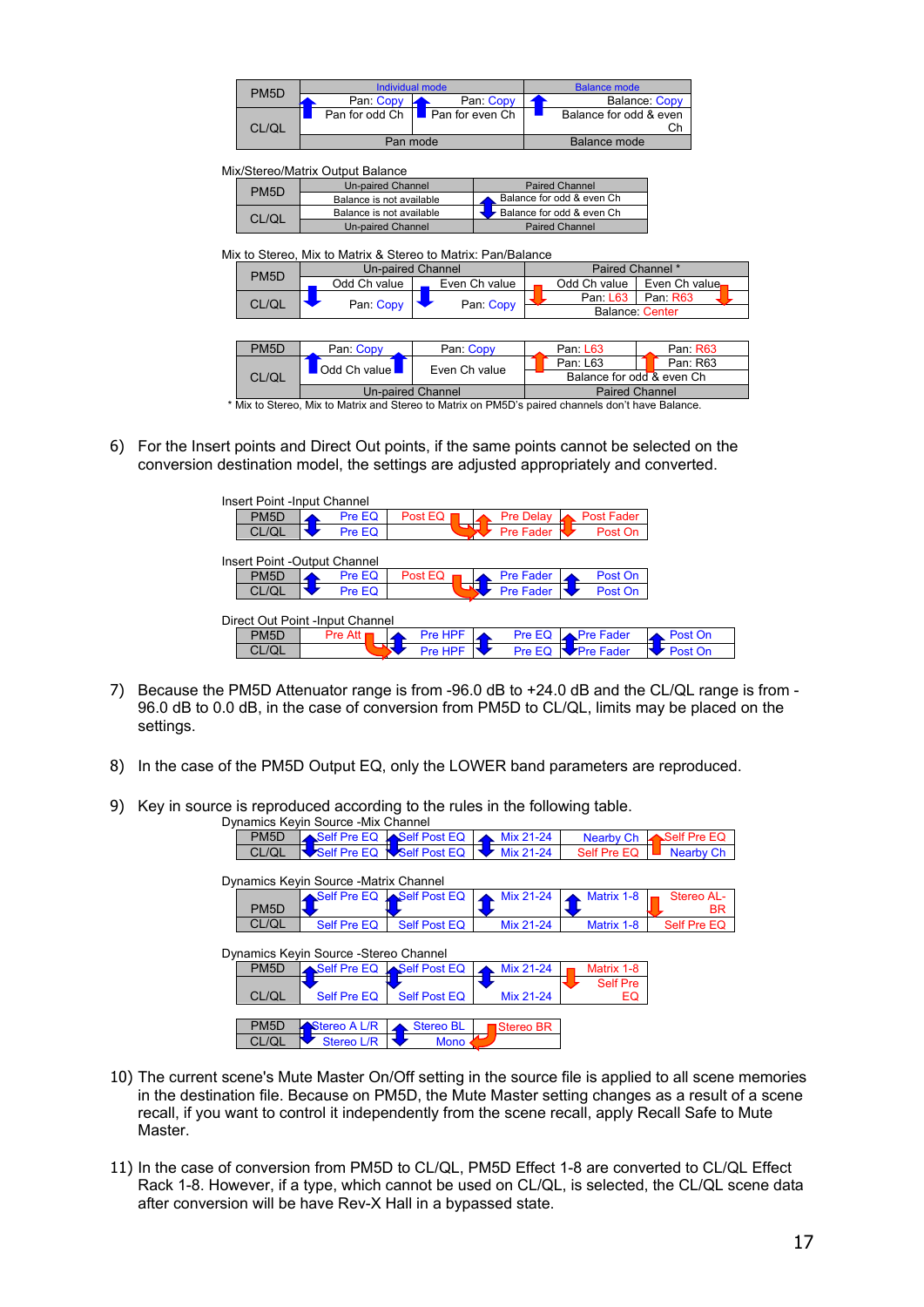| PM5D | Individual mode<br>Pan: Copy | Pan: Copy | Balance mode<br>Balance: Copy |
|---|---|---|---|
| CL/QL | Pan for odd Ch | Pan for even Ch | Balance for odd & even Ch |
| | Pan mode | | Balance mode |

Mix/Stereo/Matrix Output Balance

| PM5D | Un-paired Channel<br>Balance is not available | Paired Channel<br>Balance for odd & even Ch |
|---|---|---|
| CL/QL | Balance is not available<br>Un-paired Channel | Balance for odd & even Ch<br>Paired Channel |

Mix to Stereo, Mix to Matrix & Stereo to Matrix: Pan/Balance

| PM5D | Un-paired Channel | | Paired Channel * | |
|---|---|---|---|---|
| | Odd Ch value | Even Ch value | Odd Ch value | Even Ch value |
| CL/QL | Pan: Copy | Pan: Copy | Pan: L63 | Pan: R63 |
| | | | Balance: Center | |

| PM5D | Pan: Copy | Pan: Copy | Pan: L63 | Pan: R63 |
|---|---|---|---|---|
| CL/QL | Odd Ch value | Even Ch value | Pan: L63 | Pan: R63 |
| | | | Balance for odd & even Ch | |
| | Un-paired Channel | | Paired Channel | |

\* Mix to Stereo, Mix to Matrix and Stereo to Matrix on PM5D's paired channels don't have Balance.

6) For the Insert points and Direct Out points, if the same points cannot be selected on the conversion destination model, the settings are adjusted appropriately and converted.

Insert Point -Input Channel

| PM5D | Pre EQ | Post EQ | Pre Delay | Post Fader |
|---|---|---|---|---|
| CL/QL | Pre EQ | | Pre Fader | Post On |

Insert Point -Output Channel

| PM5D | Pre EQ | Post EQ | Pre Fader | Post On |
|---|---|---|---|---|
| CL/QL | Pre EQ | | Pre Fader | Post On |

Direct Out Point -Input Channel

| PM5D | Pre Att | Pre HPF | Pre EQ | Pre Fader | Post On |
|---|---|---|---|---|---|
| CL/QL | | Pre HPF | Pre EQ | Pre Fader | Post On |

7) Because the PM5D Attenuator range is from -96.0 dB to +24.0 dB and the CL/QL range is from -96.0 dB to 0.0 dB, in the case of conversion from PM5D to CL/QL, limits may be placed on the settings.

8) In the case of the PM5D Output EQ, only the LOWER band parameters are reproduced.

9) Key in source is reproduced according to the rules in the following table.

Dynamics Keyin Source -Mix Channel

| PM5D | Self Pre EQ | Self Post EQ | Mix 21-24 | Nearby Ch | Self Pre EQ |
|---|---|---|---|---|---|
| CL/QL | Self Pre EQ | Self Post EQ | Mix 21-24 | Self Pre EQ | Nearby Ch |

Dynamics Keyin Source -Matrix Channel

| PM5D | Self Pre EQ | Self Post EQ | Mix 21-24 | Matrix 1-8 | Stereo AL-BR |
|---|---|---|---|---|---|
| CL/QL | Self Pre EQ | Self Post EQ | Mix 21-24 | Matrix 1-8 | Self Pre EQ |

Dynamics Keyin Source -Stereo Channel

| PM5D | Self Pre EQ | Self Post EQ | Mix 21-24 | Matrix 1-8 |
|---|---|---|---|---|
| CL/QL | Self Pre EQ | Self Post EQ | Mix 21-24 | Self Pre EQ |

| PM5D | Stereo A L/R | Stereo BL | Stereo BR |
|---|---|---|---|
| CL/QL | Stereo L/R | Mono | |

10) The current scene's Mute Master On/Off setting in the source file is applied to all scene memories in the destination file. Because on PM5D, the Mute Master setting changes as a result of a scene recall, if you want to control it independently from the scene recall, apply Recall Safe to Mute Master.

11) In the case of conversion from PM5D to CL/QL, PM5D Effect 1-8 are converted to CL/QL Effect Rack 1-8. However, if a type, which cannot be used on CL/QL, is selected, the CL/QL scene data after conversion will be have Rev-X Hall in a bypassed state.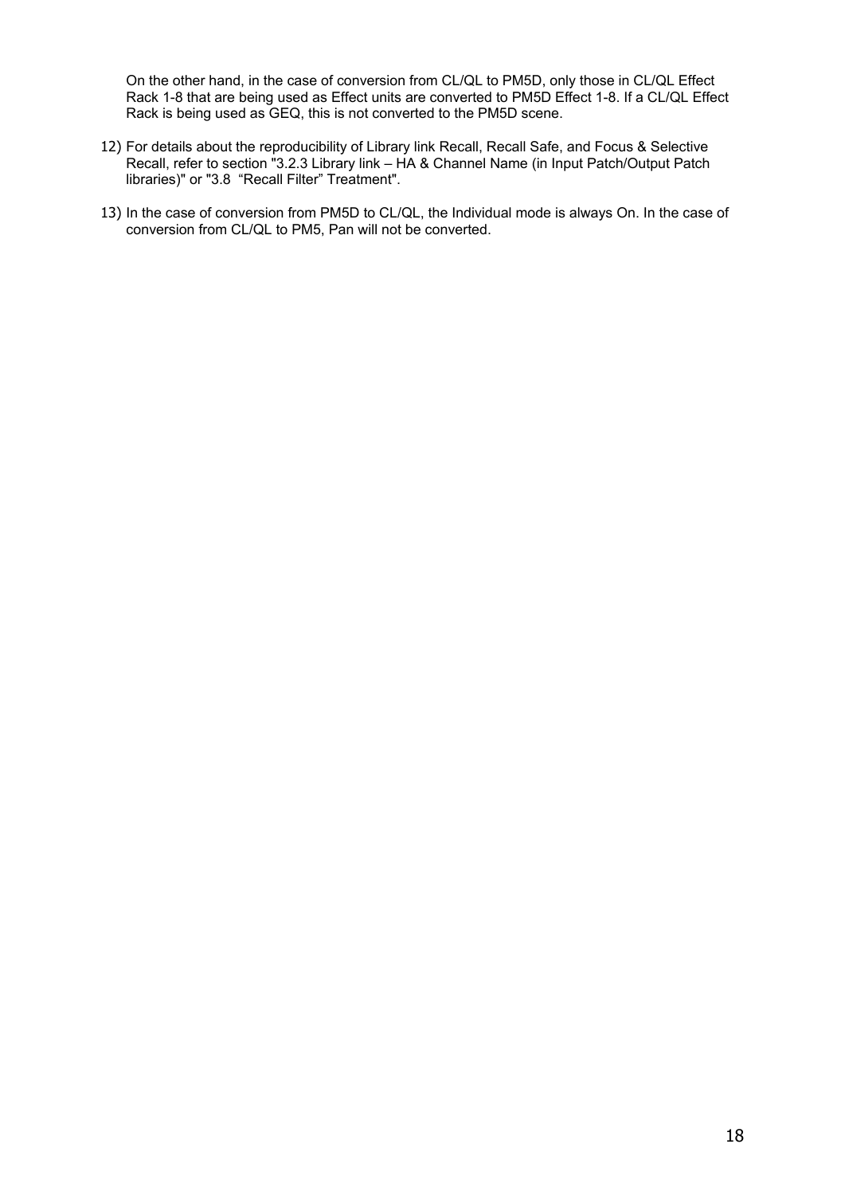On the other hand, in the case of conversion from CL/QL to PM5D, only those in CL/QL Effect Rack 1-8 that are being used as Effect units are converted to PM5D Effect 1-8. If a CL/QL Effect Rack is being used as GEQ, this is not converted to the PM5D scene.

12) For details about the reproducibility of Library link Recall, Recall Safe, and Focus & Selective Recall, refer to section "3.2.3 Library link – HA & Channel Name (in Input Patch/Output Patch libraries)" or "3.8 "Recall Filter" Treatment".

13) In the case of conversion from PM5D to CL/QL, the Individual mode is always On. In the case of conversion from CL/QL to PM5, Pan will not be converted.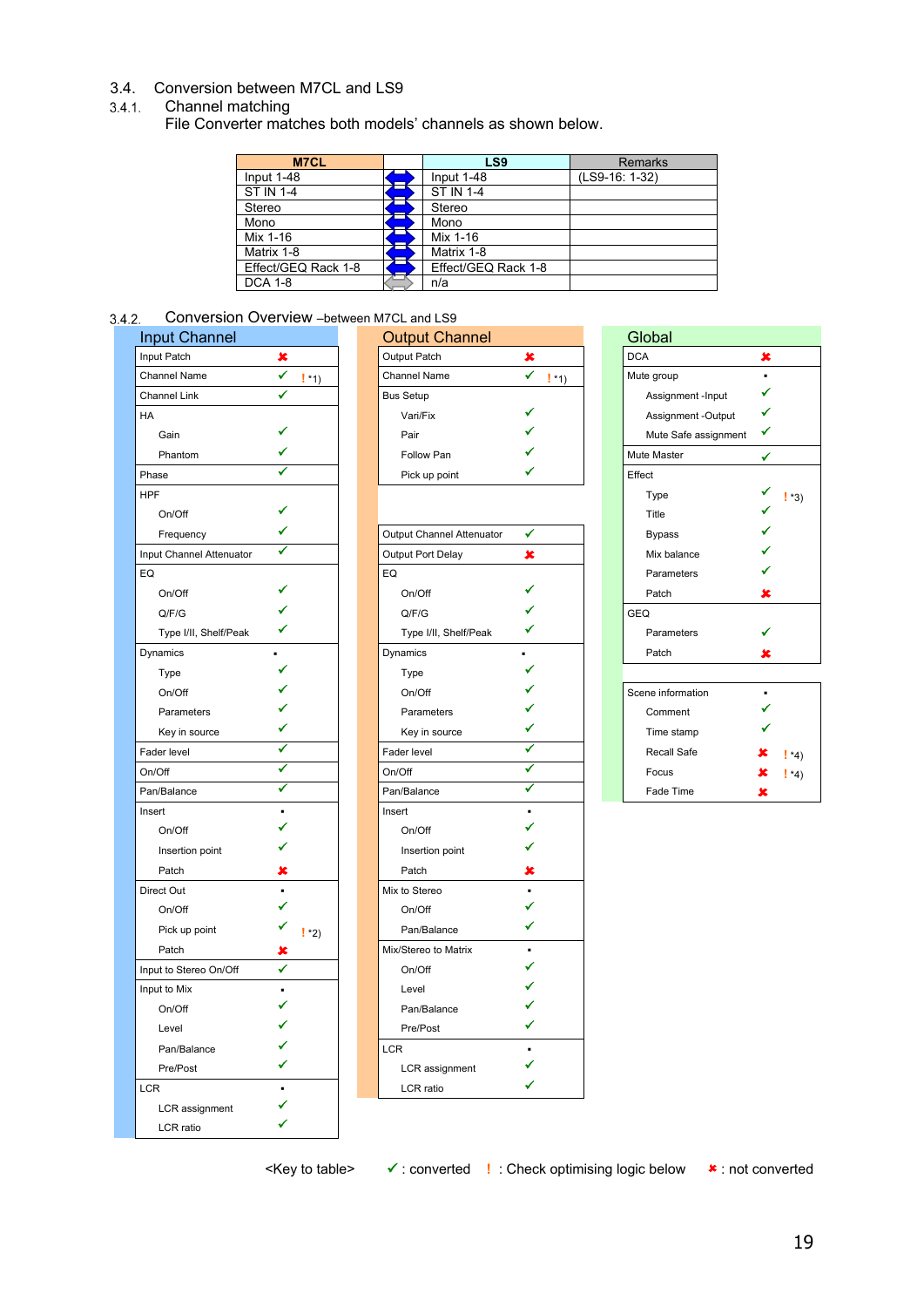### 3.4. Conversion between M7CL and LS9

#### 3.4.1. Channel matching

File Converter matches both models' channels as shown below.

| M7CL | | LS9 | Remarks |
|---|---|---|---|
| Input 1-48 | ⇔ | Input 1-48 | (LS9-16: 1-32) |
| ST IN 1-4 | ⇔ | ST IN 1-4 | |
| Stereo | ⇔ | Stereo | |
| Mono | ⇔ | Mono | |
| Mix 1-16 | ⇔ | Mix 1-16 | |
| Matrix 1-8 | ⇔ | Matrix 1-8 | |
| Effect/GEQ Rack 1-8 | ⇔ | Effect/GEQ Rack 1-8 | |
| DCA 1-8 | ⇔ | n/a | |

#### 3.4.2. Conversion Overview –between M7CL and LS9

**Input Channel**

| Item | Status | Note |
|---|---|---|
| Input Patch | ✘ | |
| Channel Name | ✓ | ! *1) |
| Channel Link | ✓ | |
| HA | | |
| Gain | ✓ | |
| Phantom | ✓ | |
| Phase | ✓ | |
| HPF | | |
| On/Off | ✓ | |
| Frequency | ✓ | |
| Input Channel Attenuator | ✓ | |
| EQ | | |
| On/Off | ✓ | |
| Q/F/G | ✓ | |
| Type I/II, Shelf/Peak | ✓ | |
| Dynamics | ▪ | |
| Type | ✓ | |
| On/Off | ✓ | |
| Parameters | ✓ | |
| Key in source | ✓ | |
| Fader level | ✓ | |
| On/Off | ✓ | |
| Pan/Balance | ✓ | |
| Insert | ▪ | |
| On/Off | ✓ | |
| Insertion point | ✓ | |
| Patch | ✘ | |
| Direct Out | ▪ | |
| On/Off | ✓ | |
| Pick up point | ✓ | ! *2) |
| Patch | ✘ | |
| Input to Stereo On/Off | ✓ | |
| Input to Mix | ▪ | |
| On/Off | ✓ | |
| Level | ✓ | |
| Pan/Balance | ✓ | |
| Pre/Post | ✓ | |
| LCR | ▪ | |
| LCR assignment | ✓ | |
| LCR ratio | ✓ | |

**Output Channel**

| Item | Status | Note |
|---|---|---|
| Output Patch | ✘ | |
| Channel Name | ✓ | ! *1) |
| Bus Setup | | |
| Vari/Fix | ✓ | |
| Pair | ✓ | |
| Follow Pan | ✓ | |
| Pick up point | ✓ | |
| Output Channel Attenuator | ✓ | |
| Output Port Delay | ✘ | |
| EQ | | |
| On/Off | ✓ | |
| Q/F/G | ✓ | |
| Type I/II, Shelf/Peak | ✓ | |
| Dynamics | ▪ | |
| Type | ✓ | |
| On/Off | ✓ | |
| Parameters | ✓ | |
| Key in source | ✓ | |
| Fader level | ✓ | |
| On/Off | ✓ | |
| Pan/Balance | ✓ | |
| Insert | ▪ | |
| On/Off | ✓ | |
| Insertion point | ✓ | |
| Patch | ✘ | |
| Mix to Stereo | ▪ | |
| On/Off | ✓ | |
| Pan/Balance | ✓ | |
| Mix/Stereo to Matrix | ▪ | |
| On/Off | ✓ | |
| Level | ✓ | |
| Pan/Balance | ✓ | |
| Pre/Post | ✓ | |
| LCR | ▪ | |
| LCR assignment | ✓ | |
| LCR ratio | ✓ | |

**Global**

| Item | Status | Note |
|---|---|---|
| DCA | ✘ | |
| Mute group | ▪ | |
| Assignment -Input | ✓ | |
| Assignment -Output | ✓ | |
| Mute Safe assignment | ✓ | |
| Mute Master | ✓ | |
| Effect | | |
| Type | ✓ | ! *3) |
| Title | ✓ | |
| Bypass | ✓ | |
| Mix balance | ✓ | |
| Parameters | ✓ | |
| Patch | ✘ | |
| GEQ | | |
| Parameters | ✓ | |
| Patch | ✘ | |
| Scene information | ▪ | |
| Comment | ✓ | |
| Time stamp | ✓ | |
| Recall Safe | ✘ | ! *4) |
| Focus | ✘ | ! *4) |
| Fade Time | ✘ | |

<Key to table> ✓ : converted ! : Check optimising logic below ✘ : not converted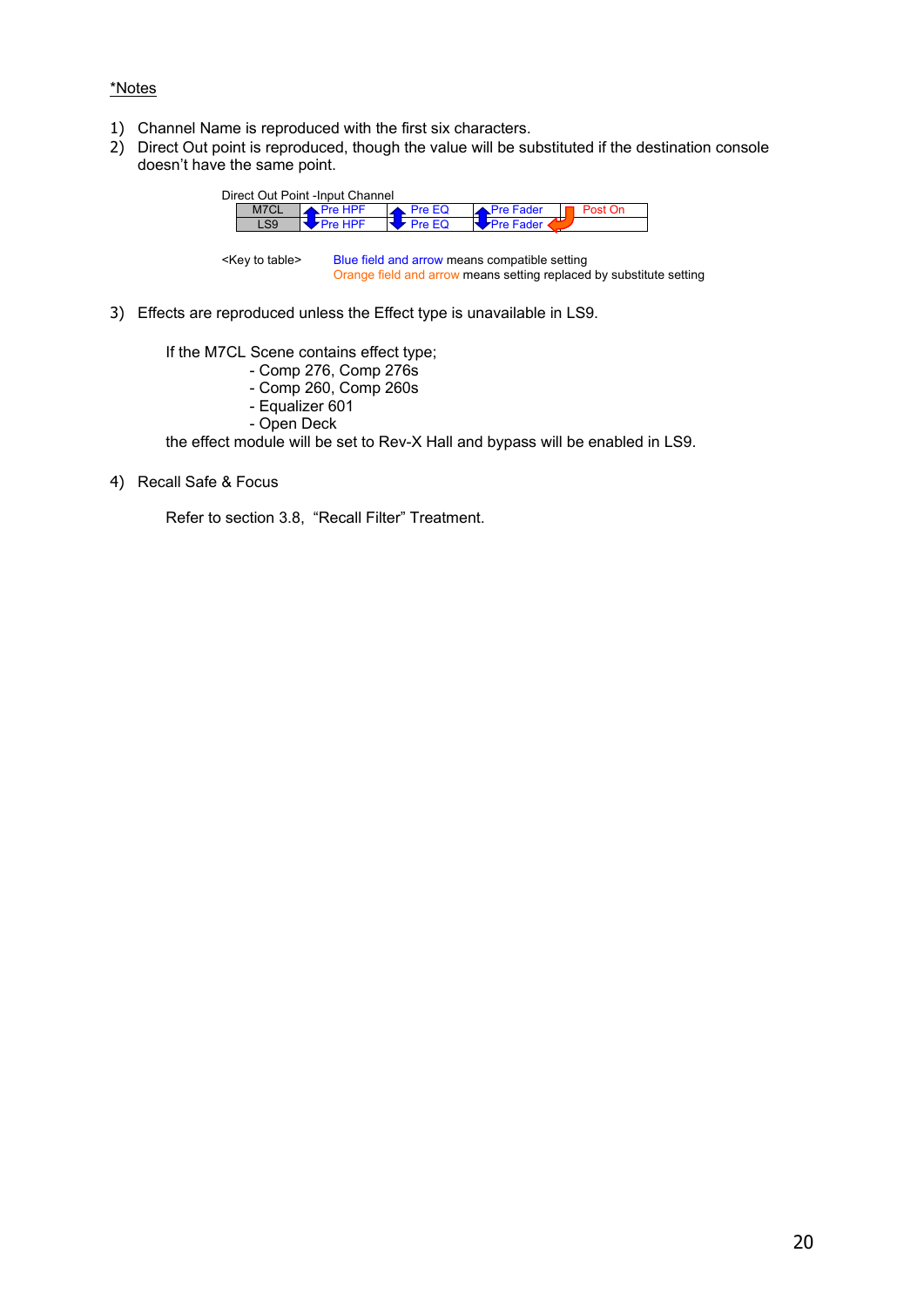*Notes

1) Channel Name is reproduced with the first six characters.
2) Direct Out point is reproduced, though the value will be substituted if the destination console doesn't have the same point.

Direct Out Point -Input Channel

| M7CL | Pre HPF | Pre EQ | Pre Fader | Post On |
|---|---|---|---|---|
| LS9 | Pre HPF | Pre EQ | Pre Fader | |

<Key to table> Blue field and arrow means compatible setting
Orange field and arrow means setting replaced by substitute setting

3) Effects are reproduced unless the Effect type is unavailable in LS9.

If the M7CL Scene contains effect type;
- Comp 276, Comp 276s
- Comp 260, Comp 260s
- Equalizer 601
- Open Deck

the effect module will be set to Rev-X Hall and bypass will be enabled in LS9.

4) Recall Safe & Focus

Refer to section 3.8, "Recall Filter" Treatment.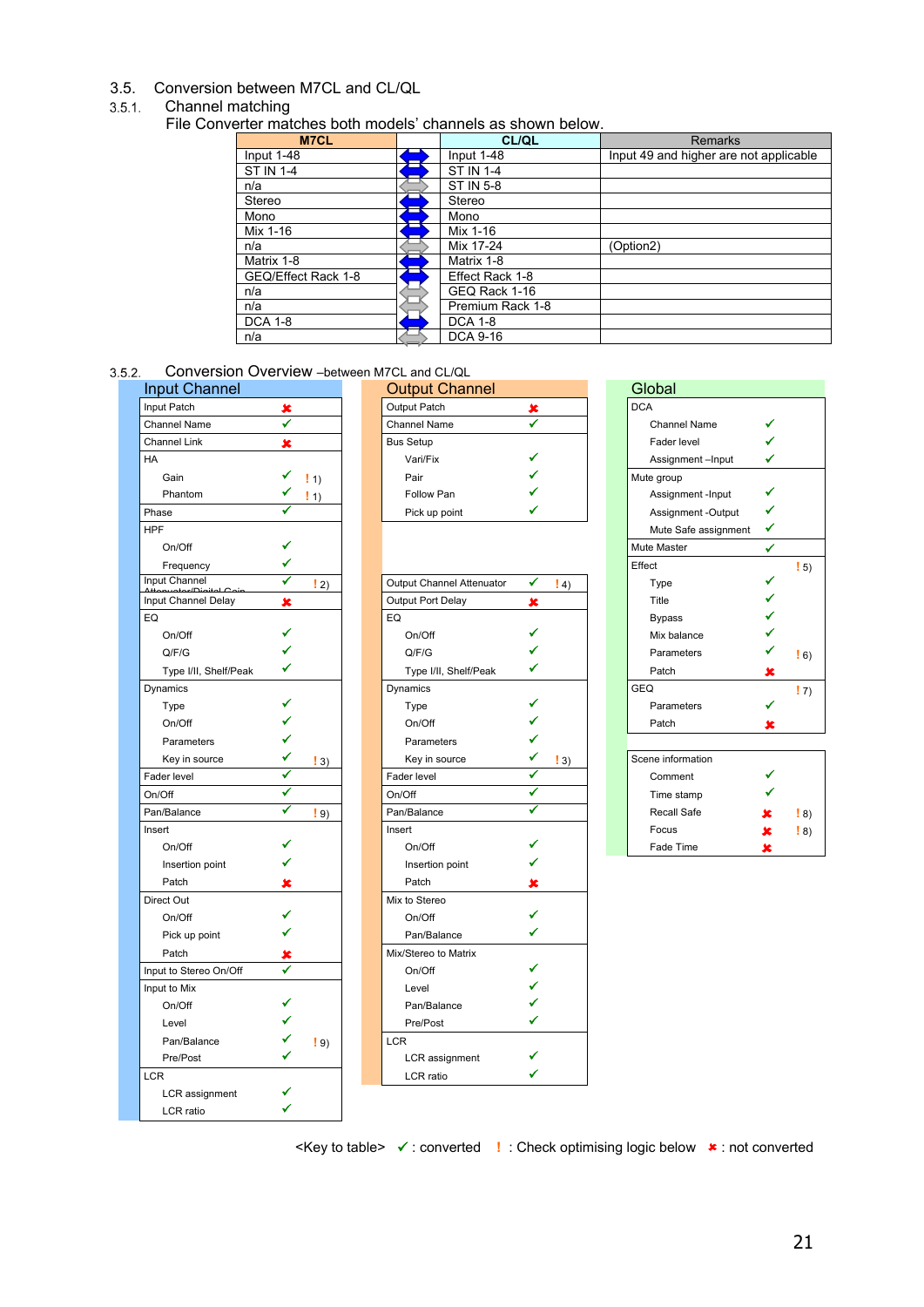## 3.5. Conversion between M7CL and CL/QL

### 3.5.1. Channel matching

File Converter matches both models' channels as shown below.

| M7CL | | CL/QL | Remarks |
|---|---|---|---|
| Input 1-48 | ⇔ | Input 1-48 | Input 49 and higher are not applicable |
| ST IN 1-4 | ⇔ | ST IN 1-4 | |
| n/a | ⇔ | ST IN 5-8 | |
| Stereo | ⇔ | Stereo | |
| Mono | ⇔ | Mono | |
| Mix 1-16 | ⇔ | Mix 1-16 | |
| n/a | ⇔ | Mix 17-24 | (Option2) |
| Matrix 1-8 | ⇔ | Matrix 1-8 | |
| GEQ/Effect Rack 1-8 | ⇔ | Effect Rack 1-8 | |
| n/a | ⇔ | GEQ Rack 1-16 | |
| n/a | ⇔ | Premium Rack 1-8 | |
| DCA 1-8 | ⇔ | DCA 1-8 | |
| n/a | ⇔ | DCA 9-16 | |

### 3.5.2. Conversion Overview –between M7CL and CL/QL

**Input Channel**

| Item | Status | Note |
|---|---|---|
| Input Patch | ✘ | |
| Channel Name | ✓ | |
| Channel Link | ✘ | |
| HA | | |
| Gain | ✓ | ! 1) |
| Phantom | ✓ | ! 1) |
| Phase | ✓ | |
| HPF | | |
| On/Off | ✓ | |
| Frequency | ✓ | |
| Input Channel Attenuator/Digital Gain | ✓ | ! 2) |
| Input Channel Delay | ✘ | |
| EQ | | |
| On/Off | ✓ | |
| Q/F/G | ✓ | |
| Type I/II, Shelf/Peak | ✓ | |
| Dynamics | | |
| Type | ✓ | |
| On/Off | ✓ | |
| Parameters | ✓ | |
| Key in source | ✓ | ! 3) |
| Fader level | ✓ | |
| On/Off | ✓ | |
| Pan/Balance | ✓ | ! 9) |
| Insert | | |
| On/Off | ✓ | |
| Insertion point | ✓ | |
| Patch | ✘ | |
| Direct Out | | |
| On/Off | ✓ | |
| Pick up point | ✓ | |
| Patch | ✘ | |
| Input to Stereo On/Off | ✓ | |
| Input to Mix | | |
| On/Off | ✓ | |
| Level | ✓ | |
| Pan/Balance | ✓ | ! 9) |
| Pre/Post | ✓ | |
| LCR | | |
| LCR assignment | ✓ | |
| LCR ratio | ✓ | |

**Output Channel**

| Item | Status | Note |
|---|---|---|
| Output Patch | ✘ | |
| Channel Name | ✓ | |
| Bus Setup | | |
| Vari/Fix | ✓ | |
| Pair | ✓ | |
| Follow Pan | ✓ | |
| Pick up point | ✓ | |
| Output Channel Attenuator | ✓ | ! 4) |
| Output Port Delay | ✘ | |
| EQ | | |
| On/Off | ✓ | |
| Q/F/G | ✓ | |
| Type I/II, Shelf/Peak | ✓ | |
| Dynamics | | |
| Type | ✓ | |
| On/Off | ✓ | |
| Parameters | ✓ | |
| Key in source | ✓ | ! 3) |
| Fader level | ✓ | |
| On/Off | ✓ | |
| Pan/Balance | ✓ | |
| Insert | | |
| On/Off | ✓ | |
| Insertion point | ✓ | |
| Patch | ✘ | |
| Mix to Stereo | | |
| On/Off | ✓ | |
| Pan/Balance | ✓ | |
| Mix/Stereo to Matrix | | |
| On/Off | ✓ | |
| Level | ✓ | |
| Pan/Balance | ✓ | |
| Pre/Post | ✓ | |
| LCR | | |
| LCR assignment | ✓ | |
| LCR ratio | ✓ | |

**Global**

| Item | Status | Note |
|---|---|---|
| DCA | | |
| Channel Name | ✓ | |
| Fader level | ✓ | |
| Assignment –Input | ✓ | |
| Mute group | | |
| Assignment -Input | ✓ | |
| Assignment -Output | ✓ | |
| Mute Safe assignment | ✓ | |
| Mute Master | ✓ | |
| Effect | | ! 5) |
| Type | ✓ | |
| Title | ✓ | |
| Bypass | ✓ | |
| Mix balance | ✓ | |
| Parameters | ✓ | ! 6) |
| Patch | ✘ | |
| GEQ | | ! 7) |
| Parameters | ✓ | |
| Patch | ✘ | |
| Scene information | | |
| Comment | ✓ | |
| Time stamp | ✓ | |
| Recall Safe | ✘ | ! 8) |
| Focus | ✘ | ! 8) |
| Fade Time | ✘ | |

<Key to table> ✓ : converted ! : Check optimising logic below ✘ : not converted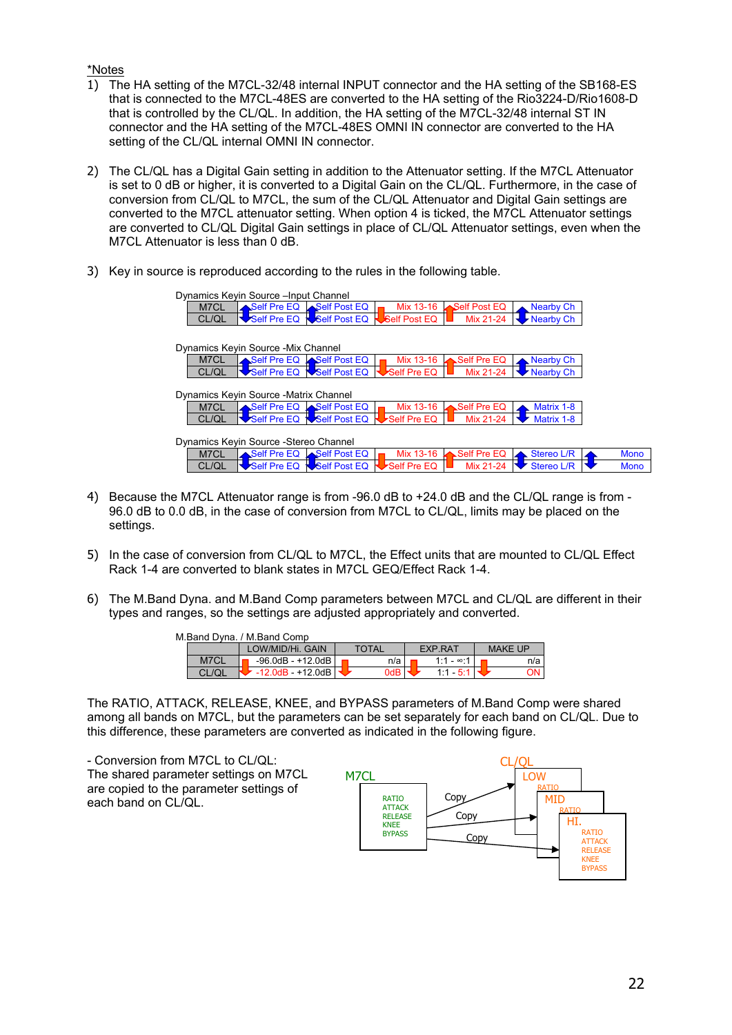*Notes

1) The HA setting of the M7CL-32/48 internal INPUT connector and the HA setting of the SB168-ES that is connected to the M7CL-48ES are converted to the HA setting of the Rio3224-D/Rio1608-D that is controlled by the CL/QL. In addition, the HA setting of the M7CL-32/48 internal ST IN connector and the HA setting of the M7CL-48ES OMNI IN connector are converted to the HA setting of the CL/QL internal OMNI IN connector.

2) The CL/QL has a Digital Gain setting in addition to the Attenuator setting. If the M7CL Attenuator is set to 0 dB or higher, it is converted to a Digital Gain on the CL/QL. Furthermore, in the case of conversion from CL/QL to M7CL, the sum of the CL/QL Attenuator and Digital Gain settings are converted to the M7CL attenuator setting. When option 4 is ticked, the M7CL Attenuator settings are converted to CL/QL Digital Gain settings in place of CL/QL Attenuator settings, even when the M7CL Attenuator is less than 0 dB.

3) Key in source is reproduced according to the rules in the following table.

Dynamics Keyin Source –Input Channel

| | | | | | |
|---|---|---|---|---|---|
| M7CL | Self Pre EQ | Self Post EQ | Mix 13-16 | Self Post EQ | Nearby Ch |
| CL/QL | Self Pre EQ | Self Post EQ | Self Post EQ | Mix 21-24 | Nearby Ch |

Dynamics Keyin Source -Mix Channel

| | | | | | |
|---|---|---|---|---|---|
| M7CL | Self Pre EQ | Self Post EQ | Mix 13-16 | Self Pre EQ | Nearby Ch |
| CL/QL | Self Pre EQ | Self Post EQ | Self Pre EQ | Mix 21-24 | Nearby Ch |

Dynamics Keyin Source -Matrix Channel

| | | | | | |
|---|---|---|---|---|---|
| M7CL | Self Pre EQ | Self Post EQ | Mix 13-16 | Self Pre EQ | Matrix 1-8 |
| CL/QL | Self Pre EQ | Self Post EQ | Self Pre EQ | Mix 21-24 | Matrix 1-8 |

Dynamics Keyin Source -Stereo Channel

| | | | | | | |
|---|---|---|---|---|---|---|
| M7CL | Self Pre EQ | Self Post EQ | Mix 13-16 | Self Pre EQ | Stereo L/R | Mono |
| CL/QL | Self Pre EQ | Self Post EQ | Self Pre EQ | Mix 21-24 | Stereo L/R | Mono |

4) Because the M7CL Attenuator range is from -96.0 dB to +24.0 dB and the CL/QL range is from -96.0 dB to 0.0 dB, in the case of conversion from M7CL to CL/QL, limits may be placed on the settings.

5) In the case of conversion from CL/QL to M7CL, the Effect units that are mounted to CL/QL Effect Rack 1-4 are converted to blank states in M7CL GEQ/Effect Rack 1-4.

6) The M.Band Dyna. and M.Band Comp parameters between M7CL and CL/QL are different in their types and ranges, so the settings are adjusted appropriately and converted.

M.Band Dyna. / M.Band Comp

| | LOW/MID/Hi. GAIN | TOTAL | EXP.RAT | MAKE UP |
|---|---|---|---|---|
| M7CL | -96.0dB - +12.0dB | n/a | 1:1 - ∞:1 | n/a |
| CL/QL | -12.0dB - +12.0dB | 0dB | 1:1 - 5:1 | ON |

The RATIO, ATTACK, RELEASE, KNEE, and BYPASS parameters of M.Band Comp were shared among all bands on M7CL, but the parameters can be set separately for each band on CL/QL. Due to this difference, these parameters are converted as indicated in the following figure.

- Conversion from M7CL to CL/QL:
The shared parameter settings on M7CL are copied to the parameter settings of each band on CL/QL.

M7CL: RATIO, ATTACK, RELEASE, KNEE, BYPASS → Copy → CL/QL: LOW (RATIO...), MID (RATIO...), HI. (RATIO, ATTACK, RELEASE, KNEE, BYPASS)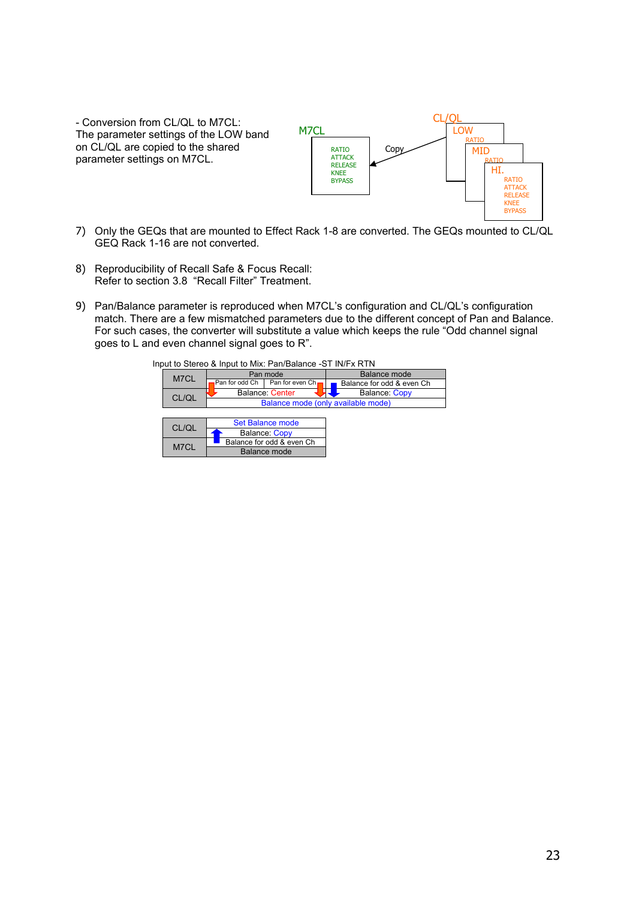- Conversion from CL/QL to M7CL:
The parameter settings of the LOW band on CL/QL are copied to the shared parameter settings on M7CL.

M7CL: RATIO, ATTACK, RELEASE, KNEE, BYPASS ← Copy ← CL/QL: LOW (RATIO), MID (RATIO), HI. (RATIO, ATTACK, RELEASE, KNEE, BYPASS)

7) Only the GEQs that are mounted to Effect Rack 1-8 are converted. The GEQs mounted to CL/QL GEQ Rack 1-16 are not converted.

8) Reproducibility of Recall Safe & Focus Recall:
Refer to section 3.8 "Recall Filter" Treatment.

9) Pan/Balance parameter is reproduced when M7CL's configuration and CL/QL's configuration match. There are a few mismatched parameters due to the different concept of Pan and Balance. For such cases, the converter will substitute a value which keeps the rule "Odd channel signal goes to L and even channel signal goes to R".

Input to Stereo & Input to Mix: Pan/Balance -ST IN/Fx RTN

| | Pan mode | | Balance mode |
|---|---|---|---|
| M7CL | Pan for odd Ch | Pan for even Ch | Balance for odd & even Ch |
| CL/QL | Balance: Center | | Balance: Copy |
| | Balance mode (only available mode) | | |

| | |
|---|---|
| CL/QL | Set Balance mode |
| | Balance: Copy |
| M7CL | Balance for odd & even Ch |
| | Balance mode |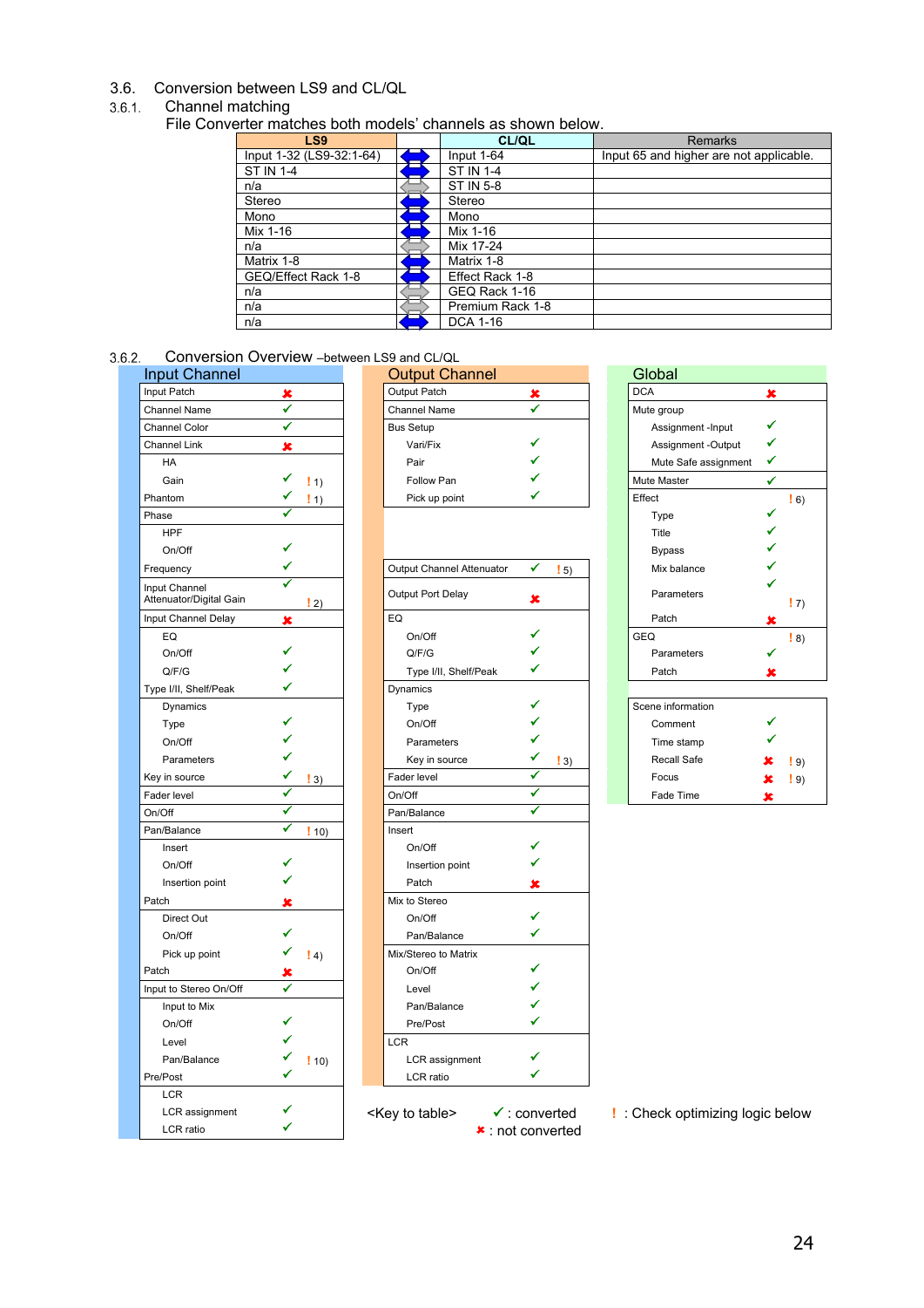## 3.6. Conversion between LS9 and CL/QL

### 3.6.1. Channel matching

File Converter matches both models' channels as shown below.

| LS9 | | CL/QL | Remarks |
|---|---|---|---|
| Input 1-32 (LS9-32:1-64) | ⇔ | Input 1-64 | Input 65 and higher are not applicable. |
| ST IN 1-4 | ⇔ | ST IN 1-4 | |
| n/a | ⇔ | ST IN 5-8 | |
| Stereo | ⇔ | Stereo | |
| Mono | ⇔ | Mono | |
| Mix 1-16 | ⇔ | Mix 1-16 | |
| n/a | ⇔ | Mix 17-24 | |
| Matrix 1-8 | ⇔ | Matrix 1-8 | |
| GEQ/Effect Rack 1-8 | ⇔ | Effect Rack 1-8 | |
| n/a | ⇔ | GEQ Rack 1-16 | |
| n/a | ⇔ | Premium Rack 1-8 | |
| n/a | ⇔ | DCA 1-16 | |

### 3.6.2. Conversion Overview –between LS9 and CL/QL

**Input Channel**

| Item | Converted | Note |
|---|---|---|
| Input Patch | ✘ | |
| Channel Name | ✔ | |
| Channel Color | ✔ | |
| Channel Link | ✘ | |
| HA | | |
| Gain | ✔ | ! 1) |
| Phantom | ✔ | ! 1) |
| Phase | ✔ | |
| HPF | | |
| On/Off | ✔ | |
| Frequency | ✔ | |
| Input Channel Attenuator/Digital Gain | ✔ | ! 2) |
| Input Channel Delay | ✘ | |
| EQ | | |
| On/Off | ✔ | |
| Q/F/G | ✔ | |
| Type I/II, Shelf/Peak | ✔ | |
| Dynamics | | |
| Type | ✔ | |
| On/Off | ✔ | |
| Parameters | ✔ | |
| Key in source | ✔ | ! 3) |
| Fader level | ✔ | |
| On/Off | ✔ | |
| Pan/Balance | ✔ | ! 10) |
| Insert | | |
| On/Off | ✔ | |
| Insertion point | ✔ | |
| Patch | ✘ | |
| Direct Out | | |
| On/Off | ✔ | |
| Pick up point | ✔ | ! 4) |
| Patch | ✘ | |
| Input to Stereo On/Off | ✔ | |
| Input to Mix | | |
| On/Off | ✔ | |
| Level | ✔ | |
| Pan/Balance | ✔ | ! 10) |
| Pre/Post | ✔ | |
| LCR | | |
| LCR assignment | ✔ | |
| LCR ratio | ✔ | |

**Output Channel**

| Item | Converted | Note |
|---|---|---|
| Output Patch | ✘ | |
| Channel Name | ✔ | |
| Bus Setup | | |
| Vari/Fix | ✔ | |
| Pair | ✔ | |
| Follow Pan | ✔ | |
| Pick up point | ✔ | |
| Output Channel Attenuator | ✔ | ! 5) |
| Output Port Delay | ✘ | |
| EQ | | |
| On/Off | ✔ | |
| Q/F/G | ✔ | |
| Type I/II, Shelf/Peak | ✔ | |
| Dynamics | | |
| Type | ✔ | |
| On/Off | ✔ | |
| Parameters | ✔ | |
| Key in source | ✔ | ! 3) |
| Fader level | ✔ | |
| On/Off | ✔ | |
| Pan/Balance | ✔ | |
| Insert | | |
| On/Off | ✔ | |
| Insertion point | ✔ | |
| Patch | ✘ | |
| Mix to Stereo | | |
| On/Off | ✔ | |
| Pan/Balance | ✔ | |
| Mix/Stereo to Matrix | | |
| On/Off | ✔ | |
| Level | ✔ | |
| Pan/Balance | ✔ | |
| Pre/Post | ✔ | |
| LCR | | |
| LCR assignment | ✔ | |
| LCR ratio | ✔ | |

**Global**

| Item | Converted | Note |
|---|---|---|
| DCA | ✘ | |
| Mute group | | |
| Assignment -Input | ✔ | |
| Assignment -Output | ✔ | |
| Mute Safe assignment | ✔ | |
| Mute Master | ✔ | |
| Effect | | ! 6) |
| Type | ✔ | |
| Title | ✔ | |
| Bypass | ✔ | |
| Mix balance | ✔ | |
| Parameters | ✔ | ! 7) |
| Patch | ✘ | |
| GEQ | | ! 8) |
| Parameters | ✔ | |
| Patch | ✘ | |
| Scene information | | |
| Comment | ✔ | |
| Time stamp | ✔ | |
| Recall Safe | ✘ | ! 9) |
| Focus | ✘ | ! 9) |
| Fade Time | ✘ | |

<Key to table> ✔ : converted ✘ : not converted ! : Check optimizing logic below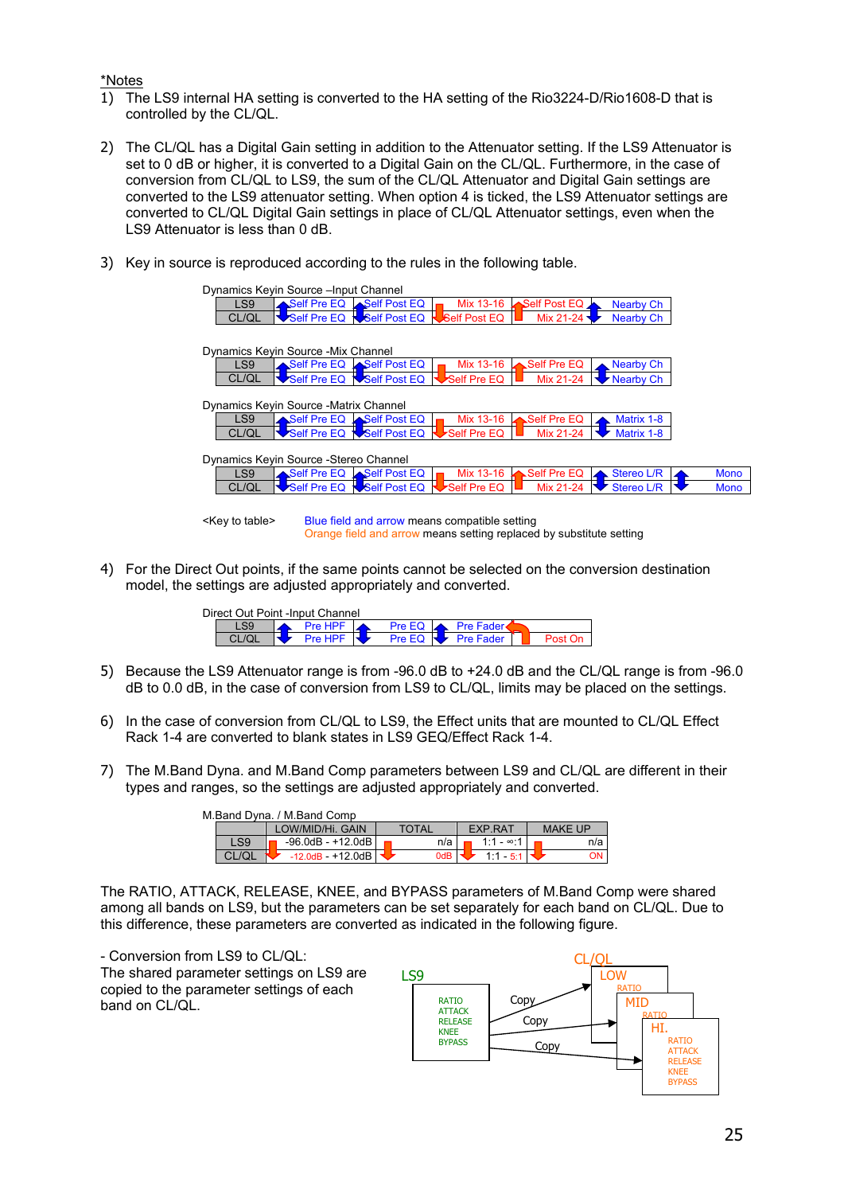*Notes

1) The LS9 internal HA setting is converted to the HA setting of the Rio3224-D/Rio1608-D that is controlled by the CL/QL.

2) The CL/QL has a Digital Gain setting in addition to the Attenuator setting. If the LS9 Attenuator is set to 0 dB or higher, it is converted to a Digital Gain on the CL/QL. Furthermore, in the case of conversion from CL/QL to LS9, the sum of the CL/QL Attenuator and Digital Gain settings are converted to the LS9 attenuator setting. When option 4 is ticked, the LS9 Attenuator settings are converted to CL/QL Digital Gain settings in place of CL/QL Attenuator settings, even when the LS9 Attenuator is less than 0 dB.

3) Key in source is reproduced according to the rules in the following table.

Dynamics Keyin Source –Input Channel

| | | | | | |
|---|---|---|---|---|---|
| LS9 | Self Pre EQ | Self Post EQ | Mix 13-16 | Self Post EQ | Nearby Ch |
| CL/QL | Self Pre EQ | Self Post EQ | Self Post EQ | Mix 21-24 | Nearby Ch |

Dynamics Keyin Source -Mix Channel

| | | | | | |
|---|---|---|---|---|---|
| LS9 | Self Pre EQ | Self Post EQ | Mix 13-16 | Self Pre EQ | Nearby Ch |
| CL/QL | Self Pre EQ | Self Post EQ | Self Pre EQ | Mix 21-24 | Nearby Ch |

Dynamics Keyin Source -Matrix Channel

| | | | | | |
|---|---|---|---|---|---|
| LS9 | Self Pre EQ | Self Post EQ | Mix 13-16 | Self Pre EQ | Matrix 1-8 |
| CL/QL | Self Pre EQ | Self Post EQ | Self Pre EQ | Mix 21-24 | Matrix 1-8 |

Dynamics Keyin Source -Stereo Channel

| | | | | | | |
|---|---|---|---|---|---|---|
| LS9 | Self Pre EQ | Self Post EQ | Mix 13-16 | Self Pre EQ | Stereo L/R | Mono |
| CL/QL | Self Pre EQ | Self Post EQ | Self Pre EQ | Mix 21-24 | Stereo L/R | Mono |

<Key to table>
Blue field and arrow means compatible setting
Orange field and arrow means setting replaced by substitute setting

4) For the Direct Out points, if the same points cannot be selected on the conversion destination model, the settings are adjusted appropriately and converted.

Direct Out Point -Input Channel

| | | | | |
|---|---|---|---|---|
| LS9 | Pre HPF | Pre EQ | Pre Fader | |
| CL/QL | Pre HPF | Pre EQ | Pre Fader | Post On |

5) Because the LS9 Attenuator range is from -96.0 dB to +24.0 dB and the CL/QL range is from -96.0 dB to 0.0 dB, in the case of conversion from LS9 to CL/QL, limits may be placed on the settings.

6) In the case of conversion from CL/QL to LS9, the Effect units that are mounted to CL/QL Effect Rack 1-4 are converted to blank states in LS9 GEQ/Effect Rack 1-4.

7) The M.Band Dyna. and M.Band Comp parameters between LS9 and CL/QL are different in their types and ranges, so the settings are adjusted appropriately and converted.

M.Band Dyna. / M.Band Comp

| | LOW/MID/Hi. GAIN | TOTAL | EXP.RAT | MAKE UP |
|---|---|---|---|---|
| LS9 | -96.0dB - +12.0dB | n/a | 1:1 - ∞:1 | n/a |
| CL/QL | -12.0dB - +12.0dB | 0dB | 1:1 - 5:1 | ON |

The RATIO, ATTACK, RELEASE, KNEE, and BYPASS parameters of M.Band Comp were shared among all bands on LS9, but the parameters can be set separately for each band on CL/QL. Due to this difference, these parameters are converted as indicated in the following figure.

- Conversion from LS9 to CL/QL:
The shared parameter settings on LS9 are copied to the parameter settings of each band on CL/QL.

LS9: RATIO, ATTACK, RELEASE, KNEE, BYPASS → Copy → CL/QL: LOW (RATIO...), MID (RATIO...), HI. (RATIO, ATTACK, RELEASE, KNEE, BYPASS)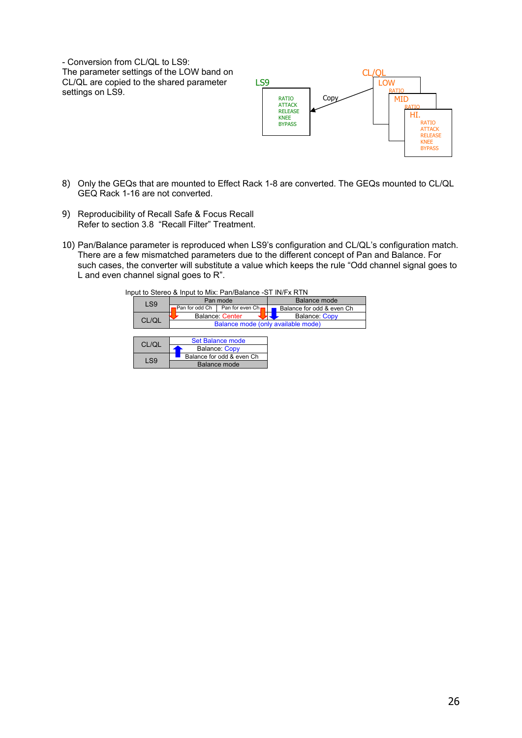- Conversion from CL/QL to LS9:
The parameter settings of the LOW band on CL/QL are copied to the shared parameter settings on LS9.

LS9: RATIO, ATTACK, RELEASE, KNEE, BYPASS ← Copy ← CL/QL: LOW (RATIO ...), MID (RATIO ...), HI. (RATIO, ATTACK, RELEASE, KNEE, BYPASS)

8) Only the GEQs that are mounted to Effect Rack 1-8 are converted. The GEQs mounted to CL/QL GEQ Rack 1-16 are not converted.

9) Reproducibility of Recall Safe & Focus Recall
Refer to section 3.8 "Recall Filter" Treatment.

10) Pan/Balance parameter is reproduced when LS9's configuration and CL/QL's configuration match. There are a few mismatched parameters due to the different concept of Pan and Balance. For such cases, the converter will substitute a value which keeps the rule "Odd channel signal goes to L and even channel signal goes to R".

Input to Stereo & Input to Mix: Pan/Balance -ST IN/Fx RTN

| LS9 | Pan mode | | Balance mode |
|---|---|---|---|
| | Pan for odd Ch | Pan for even Ch | Balance for odd & even Ch |
| | ↓ Balance: Center | ↓ | ↓ Balance: Copy |
| CL/QL | Balance mode (only available mode) | | |

| CL/QL | Set Balance mode |
|---|---|
| | ↑ Balance: Copy |
| | Balance for odd & even Ch |
| LS9 | Balance mode |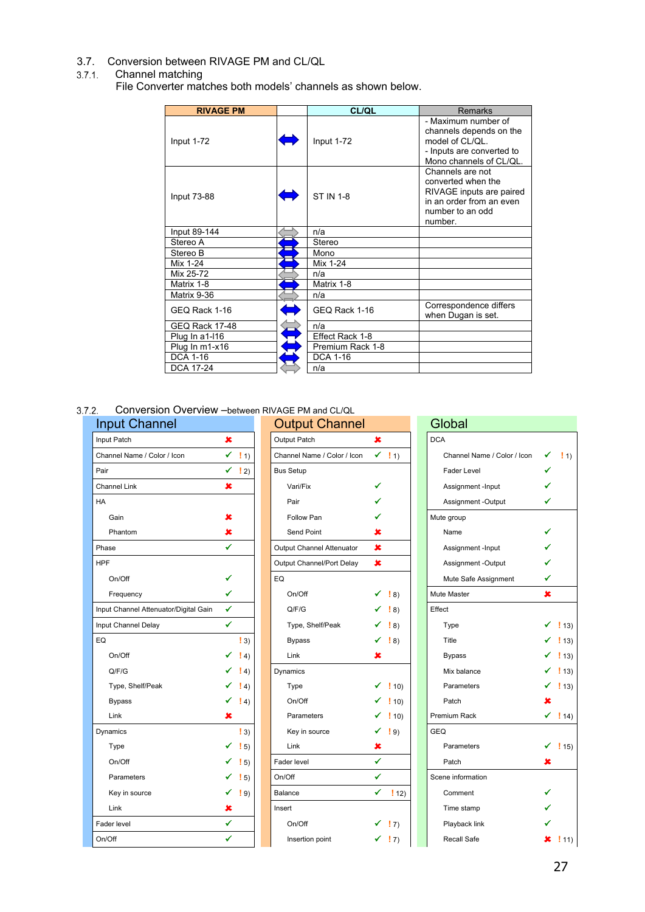## 3.7. Conversion between RIVAGE PM and CL/QL

### 3.7.1. Channel matching

File Converter matches both models' channels as shown below.

| RIVAGE PM | | CL/QL | Remarks |
|---|---|---|---|
| Input 1-72 | ⇔ | Input 1-72 | - Maximum number of channels depends on the model of CL/QL. - Inputs are converted to Mono channels of CL/QL. |
| Input 73-88 | ⇔ | ST IN 1-8 | Channels are not converted when the RIVAGE inputs are paired in an order from an even number to an odd number. |
| Input 89-144 | ⇔ | n/a | |
| Stereo A | ⇔ | Stereo | |
| Stereo B | ⇔ | Mono | |
| Mix 1-24 | ⇔ | Mix 1-24 | |
| Mix 25-72 | ⇔ | n/a | |
| Matrix 1-8 | ⇔ | Matrix 1-8 | |
| Matrix 9-36 | ⇔ | n/a | |
| GEQ Rack 1-16 | ⇔ | GEQ Rack 1-16 | Correspondence differs when Dugan is set. |
| GEQ Rack 17-48 | ⇔ | n/a | |
| Plug In a1-l16 | ⇔ | Effect Rack 1-8 | |
| Plug In m1-x16 | ⇔ | Premium Rack 1-8 | |
| DCA 1-16 | ⇔ | DCA 1-16 | |
| DCA 17-24 | ⇔ | n/a | |

### 3.7.2. Conversion Overview –between RIVAGE PM and CL/QL

**Input Channel**

| Item | Converted | Note |
|---|---|---|
| Input Patch | ✘ | |
| Channel Name / Color / Icon | ✓ | ! 1) |
| Pair | ✓ | ! 2) |
| Channel Link | ✘ | |
| HA | | |
| Gain | ✘ | |
| Phantom | ✘ | |
| Phase | ✓ | |
| HPF | | |
| On/Off | ✓ | |
| Frequency | ✓ | |
| Input Channel Attenuator/Digital Gain | ✓ | |
| Input Channel Delay | ✓ | |
| EQ | | ! 3) |
| On/Off | ✓ | ! 4) |
| Q/F/G | ✓ | ! 4) |
| Type, Shelf/Peak | ✓ | ! 4) |
| Bypass | ✓ | ! 4) |
| Link | ✘ | |
| Dynamics | | ! 3) |
| Type | ✓ | ! 5) |
| On/Off | ✓ | ! 5) |
| Parameters | ✓ | ! 5) |
| Key in source | ✓ | ! 9) |
| Link | ✘ | |
| Fader level | ✓ | |
| On/Off | ✓ | |

**Output Channel**

| Item | Converted | Note |
|---|---|---|
| Output Patch | ✘ | |
| Channel Name / Color / Icon | ✓ | ! 1) |
| Bus Setup | | |
| Vari/Fix | ✓ | |
| Pair | ✓ | |
| Follow Pan | ✓ | |
| Send Point | ✘ | |
| Output Channel Attenuator | ✘ | |
| Output Channel/Port Delay | ✘ | |
| EQ | | |
| On/Off | ✓ | ! 8) |
| Q/F/G | ✓ | ! 8) |
| Type, Shelf/Peak | ✓ | ! 8) |
| Bypass | ✓ | ! 8) |
| Link | ✘ | |
| Dynamics | | |
| Type | ✓ | ! 10) |
| On/Off | ✓ | ! 10) |
| Parameters | ✓ | ! 10) |
| Key in source | ✓ | ! 9) |
| Link | ✘ | |
| Fader level | ✓ | |
| On/Off | ✓ | |
| Balance | ✓ | ! 12) |
| Insert | | |
| On/Off | ✓ | ! 7) |
| Insertion point | ✓ | ! 7) |

**Global**

| Item | Converted | Note |
|---|---|---|
| DCA | | |
| Channel Name / Color / Icon | ✓ | ! 1) |
| Fader Level | ✓ | |
| Assignment -Input | ✓ | |
| Assignment -Output | ✓ | |
| Mute group | | |
| Name | ✓ | |
| Assignment -Input | ✓ | |
| Assignment -Output | ✓ | |
| Mute Safe Assignment | ✓ | |
| Mute Master | ✘ | |
| Effect | | |
| Type | ✓ | ! 13) |
| Title | ✓ | ! 13) |
| Bypass | ✓ | ! 13) |
| Mix balance | ✓ | ! 13) |
| Parameters | ✓ | ! 13) |
| Patch | ✘ | |
| Premium Rack | ✓ | ! 14) |
| GEQ | | |
| Parameters | ✓ | ! 15) |
| Patch | ✘ | |
| Scene information | | |
| Comment | ✓ | |
| Time stamp | ✓ | |
| Playback link | ✓ | |
| Recall Safe | ✘ | ! 11) |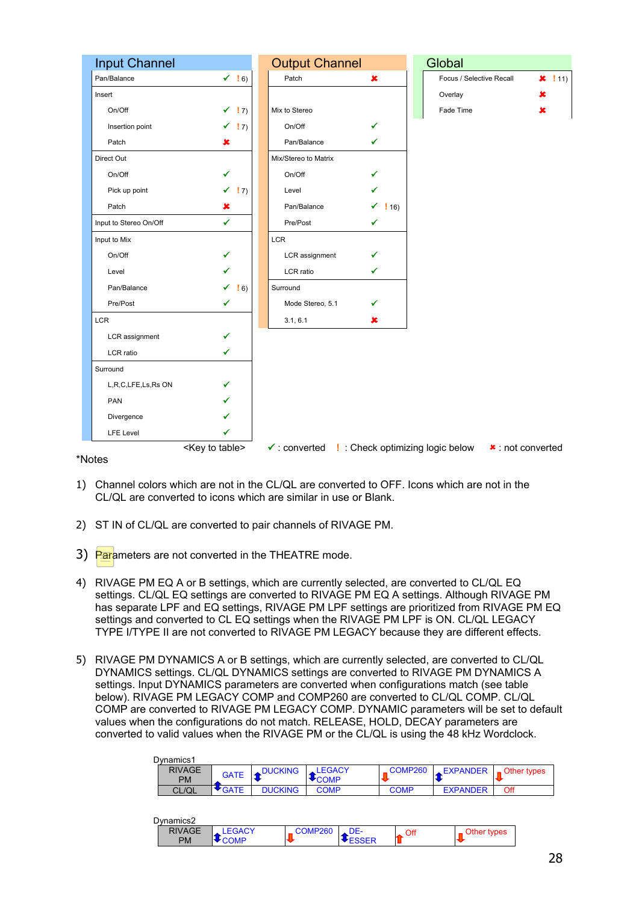## Input Channel

| Item | Converted | Note |
|---|---|---|
| Pan/Balance | ✓ | ! 6) |
| **Insert** | | |
| On/Off | ✓ | ! 7) |
| Insertion point | ✓ | ! 7) |
| Patch | ✖ | |
| **Direct Out** | | |
| On/Off | ✓ | |
| Pick up point | ✓ | ! 7) |
| Patch | ✖ | |
| Input to Stereo On/Off | ✓ | |
| **Input to Mix** | | |
| On/Off | ✓ | |
| Level | ✓ | |
| Pan/Balance | ✓ | ! 6) |
| Pre/Post | ✓ | |
| **LCR** | | |
| LCR assignment | ✓ | |
| LCR ratio | ✓ | |
| **Surround** | | |
| L,R,C,LFE,Ls,Rs ON | ✓ | |
| PAN | ✓ | |
| Divergence | ✓ | |
| LFE Level | ✓ | |

## Output Channel

| Item | Converted | Note |
|---|---|---|
| Patch | ✖ | |
| **Mix to Stereo** | | |
| On/Off | ✓ | |
| Pan/Balance | ✓ | |
| **Mix/Stereo to Matrix** | | |
| On/Off | ✓ | |
| Level | ✓ | |
| Pan/Balance | ✓ | ! 16) |
| Pre/Post | ✓ | |
| **LCR** | | |
| LCR assignment | ✓ | |
| LCR ratio | ✓ | |
| **Surround** | | |
| Mode Stereo, 5.1 | ✓ | |
| 3.1, 6.1 | ✖ | |

## Global

| Item | Converted | Note |
|---|---|---|
| Focus / Selective Recall | ✖ | ! 11) |
| Overlay | ✖ | |
| Fade Time | ✖ | |

<Key to table> ✓ : converted ! : Check optimizing logic below ✖ : not converted

*Notes

1) Channel colors which are not in the CL/QL are converted to OFF. Icons which are not in the CL/QL are converted to icons which are similar in use or Blank.

2) ST IN of CL/QL are converted to pair channels of RIVAGE PM.

3) Parameters are not converted in the THEATRE mode.

4) RIVAGE PM EQ A or B settings, which are currently selected, are converted to CL/QL EQ settings. CL/QL EQ settings are converted to RIVAGE PM EQ A settings. Although RIVAGE PM has separate LPF and EQ settings, RIVAGE PM LPF settings are prioritized from RIVAGE PM EQ settings and converted to CL EQ settings when the RIVAGE PM LPF is ON. CL/QL LEGACY TYPE I/TYPE II are not converted to RIVAGE PM LEGACY because they are different effects.

5) RIVAGE PM DYNAMICS A or B settings, which are currently selected, are converted to CL/QL DYNAMICS settings. CL/QL DYNAMICS settings are converted to RIVAGE PM DYNAMICS A settings. Input DYNAMICS parameters are converted when configurations match (see table below). RIVAGE PM LEGACY COMP and COMP260 are converted to CL/QL COMP. CL/QL COMP are converted to RIVAGE PM LEGACY COMP. DYNAMIC parameters will be set to default values when the configurations do not match. RELEASE, HOLD, DECAY parameters are converted to valid values when the RIVAGE PM or the CL/QL is using the 48 kHz Wordclock.

Dynamics1

| RIVAGE PM | GATE | DUCKING | LEGACY COMP | COMP260 | EXPANDER | Other types |
|---|---|---|---|---|---|---|
| | ⇕ | ⇕ | ⇕ | ⇓ | ⇕ | ⇓ |
| CL/QL | GATE | DUCKING | COMP | COMP | EXPANDER | Off |

Dynamics2

| RIVAGE PM | LEGACY COMP | COMP260 | DE-ESSER | Off | Other types |
|---|---|---|---|---|---|
| | ⇕ | ⇓ | ⇕ | ⇑ | ⇓ |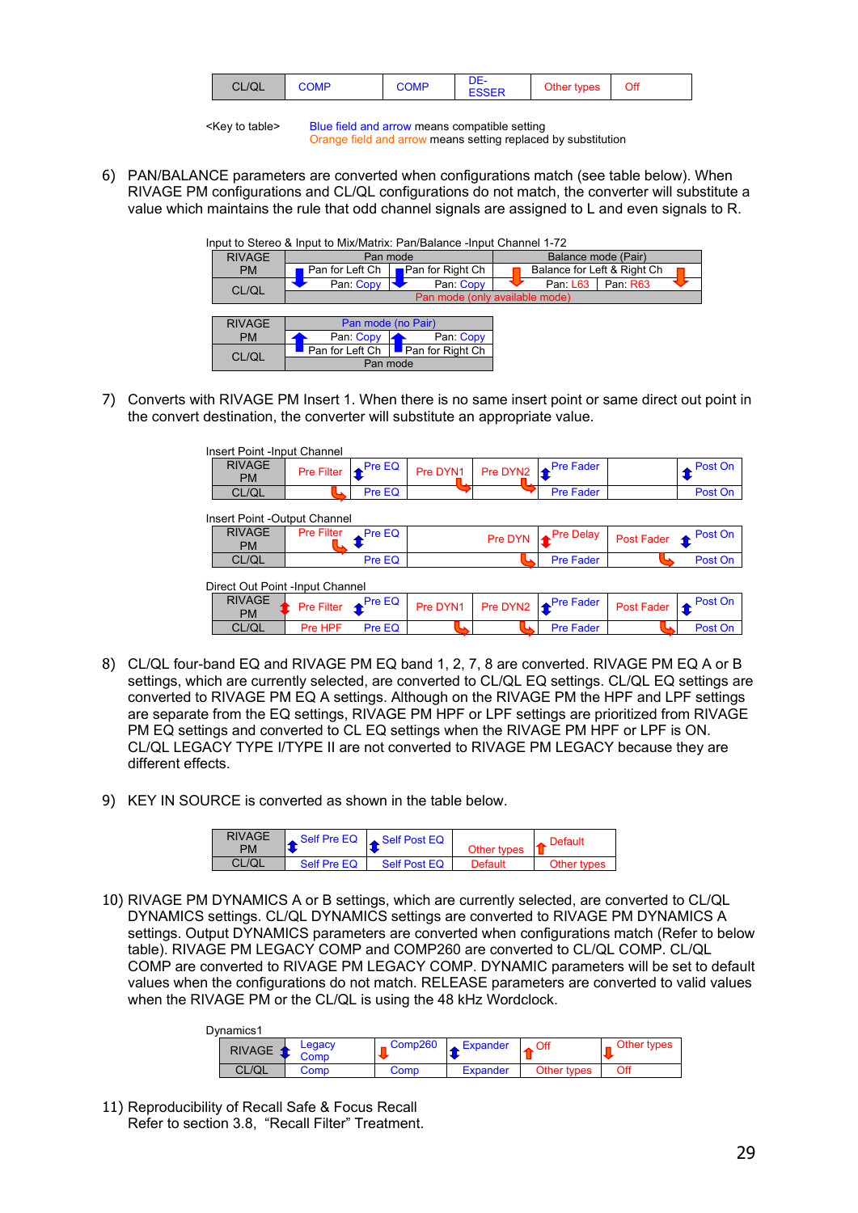| CL/QL | COMP | COMP | DE-ESSER | Other types | Off |
|---|---|---|---|---|---|

<Key to table>  Blue field and arrow means compatible setting
Orange field and arrow means setting replaced by substitution

6) PAN/BALANCE parameters are converted when configurations match (see table below). When RIVAGE PM configurations and CL/QL configurations do not match, the converter will substitute a value which maintains the rule that odd channel signals are assigned to L and even signals to R.

Input to Stereo & Input to Mix/Matrix: Pan/Balance -Input Channel 1-72

| RIVAGE PM | Pan mode | | Balance mode (Pair) | |
|---|---|---|---|---|
| | Pan for Left Ch | Pan for Right Ch | Balance for Left & Right Ch | |
| CL/QL | Pan: Copy | Pan: Copy | Pan: L63 | Pan: R63 |
| | Pan mode (only available mode) | | | |

| RIVAGE PM | Pan mode (no Pair) | |
|---|---|---|
| | Pan: Copy | Pan: Copy |
| CL/QL | Pan for Left Ch | Pan for Right Ch |
| | Pan mode | |

7) Converts with RIVAGE PM Insert 1. When there is no same insert point or same direct out point in the convert destination, the converter will substitute an appropriate value.

Insert Point -Input Channel

| RIVAGE PM | Pre Filter | Pre EQ | Pre DYN1 | Pre DYN2 | Pre Fader | | Post On |
|---|---|---|---|---|---|---|---|
| CL/QL | | Pre EQ | | | Pre Fader | | Post On |

Insert Point -Output Channel

| RIVAGE PM | Pre Filter | Pre EQ | Pre DYN | Pre Delay | Post Fader | Post On |
|---|---|---|---|---|---|---|
| CL/QL | | Pre EQ | | Pre Fader | | Post On |

Direct Out Point -Input Channel

| RIVAGE PM | Pre Filter | Pre EQ | Pre DYN1 | Pre DYN2 | Pre Fader | Post Fader | Post On |
|---|---|---|---|---|---|---|---|
| CL/QL | Pre HPF | Pre EQ | | | Pre Fader | | Post On |

8) CL/QL four-band EQ and RIVAGE PM EQ band 1, 2, 7, 8 are converted. RIVAGE PM EQ A or B settings, which are currently selected, are converted to CL/QL EQ settings. CL/QL EQ settings are converted to RIVAGE PM EQ A settings. Although on the RIVAGE PM the HPF and LPF settings are separate from the EQ settings, RIVAGE PM HPF or LPF settings are prioritized from RIVAGE PM EQ settings and converted to CL EQ settings when the RIVAGE PM HPF or LPF is ON. CL/QL LEGACY TYPE I/TYPE II are not converted to RIVAGE PM LEGACY because they are different effects.

9) KEY IN SOURCE is converted as shown in the table below.

| RIVAGE PM | Self Pre EQ | Self Post EQ | Other types | Default |
|---|---|---|---|---|
| CL/QL | Self Pre EQ | Self Post EQ | Default | Other types |

10) RIVAGE PM DYNAMICS A or B settings, which are currently selected, are converted to CL/QL DYNAMICS settings. CL/QL DYNAMICS settings are converted to RIVAGE PM DYNAMICS A settings. Output DYNAMICS parameters are converted when configurations match (Refer to below table). RIVAGE PM LEGACY COMP and COMP260 are converted to CL/QL COMP. CL/QL COMP are converted to RIVAGE PM LEGACY COMP. DYNAMIC parameters will be set to default values when the configurations do not match. RELEASE parameters are converted to valid values when the RIVAGE PM or the CL/QL is using the 48 kHz Wordclock.

Dynamics1

| RIVAGE | Legacy Comp | Comp260 | Expander | Off | Other types |
|---|---|---|---|---|---|
| CL/QL | Comp | Comp | Expander | Other types | Off |

11) Reproducibility of Recall Safe & Focus Recall
Refer to section 3.8, "Recall Filter" Treatment.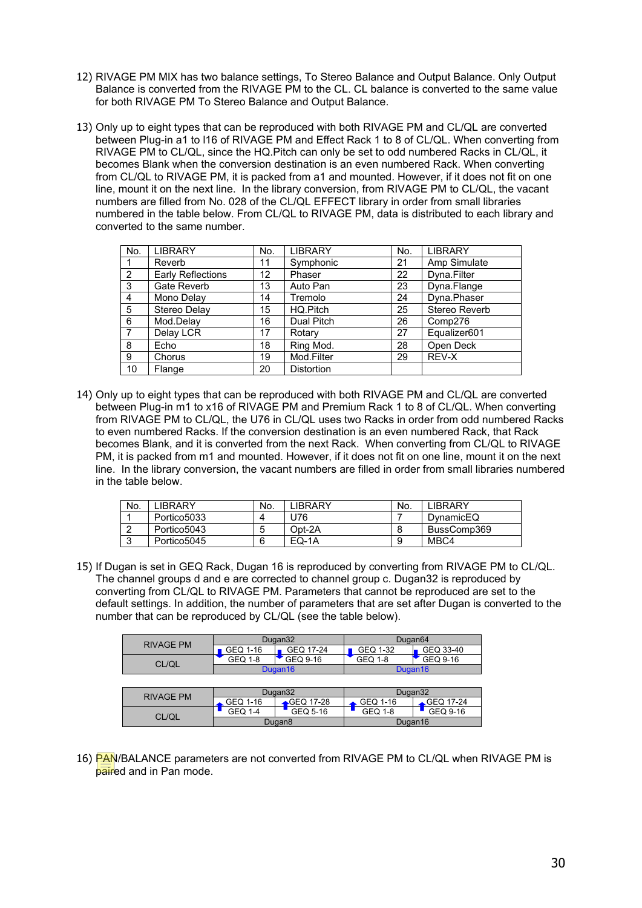12) RIVAGE PM MIX has two balance settings, To Stereo Balance and Output Balance. Only Output Balance is converted from the RIVAGE PM to the CL. CL balance is converted to the same value for both RIVAGE PM To Stereo Balance and Output Balance.

13) Only up to eight types that can be reproduced with both RIVAGE PM and CL/QL are converted between Plug-in a1 to l16 of RIVAGE PM and Effect Rack 1 to 8 of CL/QL. When converting from RIVAGE PM to CL/QL, since the HQ.Pitch can only be set to odd numbered Racks in CL/QL, it becomes Blank when the conversion destination is an even numbered Rack. When converting from CL/QL to RIVAGE PM, it is packed from a1 and mounted. However, if it does not fit on one line, mount it on the next line. In the library conversion, from RIVAGE PM to CL/QL, the vacant numbers are filled from No. 028 of the CL/QL EFFECT library in order from small libraries numbered in the table below. From CL/QL to RIVAGE PM, data is distributed to each library and converted to the same number.

| No. | LIBRARY | No. | LIBRARY | No. | LIBRARY |
|---|---|---|---|---|---|
| 1 | Reverb | 11 | Symphonic | 21 | Amp Simulate |
| 2 | Early Reflections | 12 | Phaser | 22 | Dyna.Filter |
| 3 | Gate Reverb | 13 | Auto Pan | 23 | Dyna.Flange |
| 4 | Mono Delay | 14 | Tremolo | 24 | Dyna.Phaser |
| 5 | Stereo Delay | 15 | HQ.Pitch | 25 | Stereo Reverb |
| 6 | Mod.Delay | 16 | Dual Pitch | 26 | Comp276 |
| 7 | Delay LCR | 17 | Rotary | 27 | Equalizer601 |
| 8 | Echo | 18 | Ring Mod. | 28 | Open Deck |
| 9 | Chorus | 19 | Mod.Filter | 29 | REV-X |
| 10 | Flange | 20 | Distortion | | |

14) Only up to eight types that can be reproduced with both RIVAGE PM and CL/QL are converted between Plug-in m1 to x16 of RIVAGE PM and Premium Rack 1 to 8 of CL/QL. When converting from RIVAGE PM to CL/QL, the U76 in CL/QL uses two Racks in order from odd numbered Racks to even numbered Racks. If the conversion destination is an even numbered Rack, that Rack becomes Blank, and it is converted from the next Rack. When converting from CL/QL to RIVAGE PM, it is packed from m1 and mounted. However, if it does not fit on one line, mount it on the next line. In the library conversion, the vacant numbers are filled in order from small libraries numbered in the table below.

| No. | LIBRARY | No. | LIBRARY | No. | LIBRARY |
|---|---|---|---|---|---|
| 1 | Portico5033 | 4 | U76 | 7 | DynamicEQ |
| 2 | Portico5043 | 5 | Opt-2A | 8 | BussComp369 |
| 3 | Portico5045 | 6 | EQ-1A | 9 | MBC4 |

15) If Dugan is set in GEQ Rack, Dugan 16 is reproduced by converting from RIVAGE PM to CL/QL. The channel groups d and e are corrected to channel group c. Dugan32 is reproduced by converting from CL/QL to RIVAGE PM. Parameters that cannot be reproduced are set to the default settings. In addition, the number of parameters that are set after Dugan is converted to the number that can be reproduced by CL/QL (see the table below).

| RIVAGE PM | Dugan32 | | Dugan64 | |
|---|---|---|---|---|
| | ↓ GEQ 1-16 | ↓ GEQ 17-24 | ↓ GEQ 1-32 | ↓ GEQ 33-40 |
| CL/QL | GEQ 1-8 | GEQ 9-16 | GEQ 1-8 | GEQ 9-16 |
| | Dugan16 | | Dugan16 | |

| RIVAGE PM | Dugan32 | | Dugan32 | |
|---|---|---|---|---|
| | ↑ GEQ 1-16 | ↑ GEQ 17-28 | ↑ GEQ 1-16 | ↑ GEQ 17-24 |
| CL/QL | GEQ 1-4 | GEQ 5-16 | GEQ 1-8 | GEQ 9-16 |
| | Dugan8 | | Dugan16 | |

16) PAN/BALANCE parameters are not converted from RIVAGE PM to CL/QL when RIVAGE PM is paired and in Pan mode.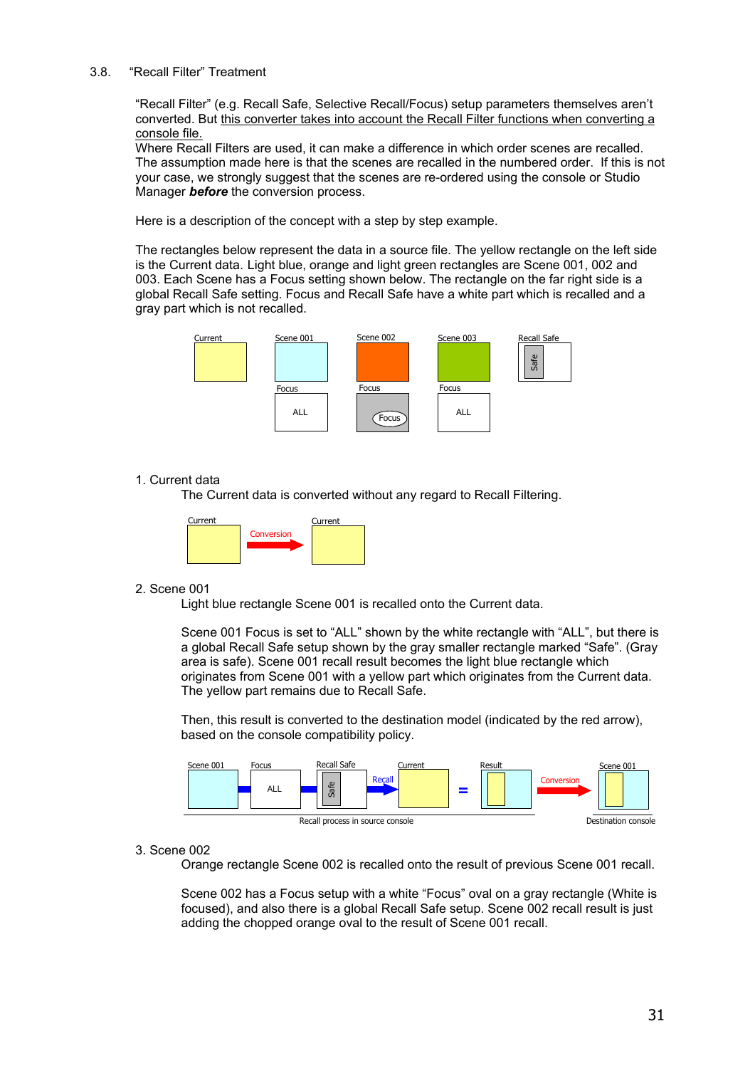### 3.8. "Recall Filter" Treatment

"Recall Filter" (e.g. Recall Safe, Selective Recall/Focus) setup parameters themselves aren't converted. But this converter takes into account the Recall Filter functions when converting a console file.
Where Recall Filters are used, it can make a difference in which order scenes are recalled. The assumption made here is that the scenes are recalled in the numbered order. If this is not your case, we strongly suggest that the scenes are re-ordered using the console or Studio Manager ***before*** the conversion process.

Here is a description of the concept with a step by step example.

The rectangles below represent the data in a source file. The yellow rectangle on the left side is the Current data. Light blue, orange and light green rectangles are Scene 001, 002 and 003. Each Scene has a Focus setting shown below. The rectangle on the far right side is a global Recall Safe setting. Focus and Recall Safe have a white part which is recalled and a gray part which is not recalled.

Current | Scene 001 | Scene 002 | Scene 003 | Recall Safe (Safe)
Focus: ALL | Focus: Focus | Focus: ALL

1. Current data

   The Current data is converted without any regard to Recall Filtering.

   Current → Conversion → Current

2. Scene 001

   Light blue rectangle Scene 001 is recalled onto the Current data.

   Scene 001 Focus is set to "ALL" shown by the white rectangle with "ALL", but there is a global Recall Safe setup shown by the gray smaller rectangle marked "Safe". (Gray area is safe). Scene 001 recall result becomes the light blue rectangle which originates from Scene 001 with a yellow part which originates from the Current data. The yellow part remains due to Recall Safe.

   Then, this result is converted to the destination model (indicated by the red arrow), based on the console compatibility policy.

   Scene 001 — Focus (ALL) — Recall Safe (Safe) — Recall → Current = Result → Conversion → Scene 001

   Recall process in source console | Destination console

3. Scene 002

   Orange rectangle Scene 002 is recalled onto the result of previous Scene 001 recall.

   Scene 002 has a Focus setup with a white "Focus" oval on a gray rectangle (White is focused), and also there is a global Recall Safe setup. Scene 002 recall result is just adding the chopped orange oval to the result of Scene 001 recall.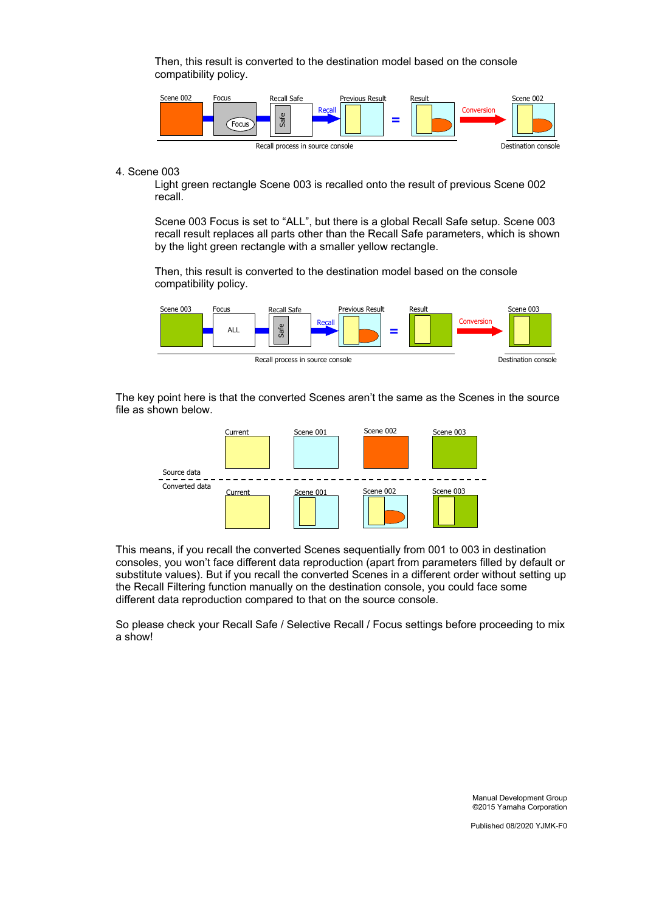Then, this result is converted to the destination model based on the console compatibility policy.

Scene 002
Focus
Focus
Recall Safe
Safe
Recall
Previous Result
=
Result
Conversion
Scene 002
Recall process in source console
Destination console

4. Scene 003

Light green rectangle Scene 003 is recalled onto the result of previous Scene 002 recall.

Scene 003 Focus is set to "ALL", but there is a global Recall Safe setup. Scene 003 recall result replaces all parts other than the Recall Safe parameters, which is shown by the light green rectangle with a smaller yellow rectangle.

Then, this result is converted to the destination model based on the console compatibility policy.

Scene 003
Focus
ALL
Recall Safe
Safe
Recall
Previous Result
=
Result
Conversion
Scene 003
Recall process in source console
Destination console

The key point here is that the converted Scenes aren't the same as the Scenes in the source file as shown below.

Current
Scene 001
Scene 002
Scene 003
Source data
Converted data
Current
Scene 001
Scene 002
Scene 003

This means, if you recall the converted Scenes sequentially from 001 to 003 in destination consoles, you won't face different data reproduction (apart from parameters filled by default or substitute values). But if you recall the converted Scenes in a different order without setting up the Recall Filtering function manually on the destination console, you could face some different data reproduction compared to that on the source console.

So please check your Recall Safe / Selective Recall / Focus settings before proceeding to mix a show!

Manual Development Group
©2015 Yamaha Corporation

Published 08/2020 YJMK-F0